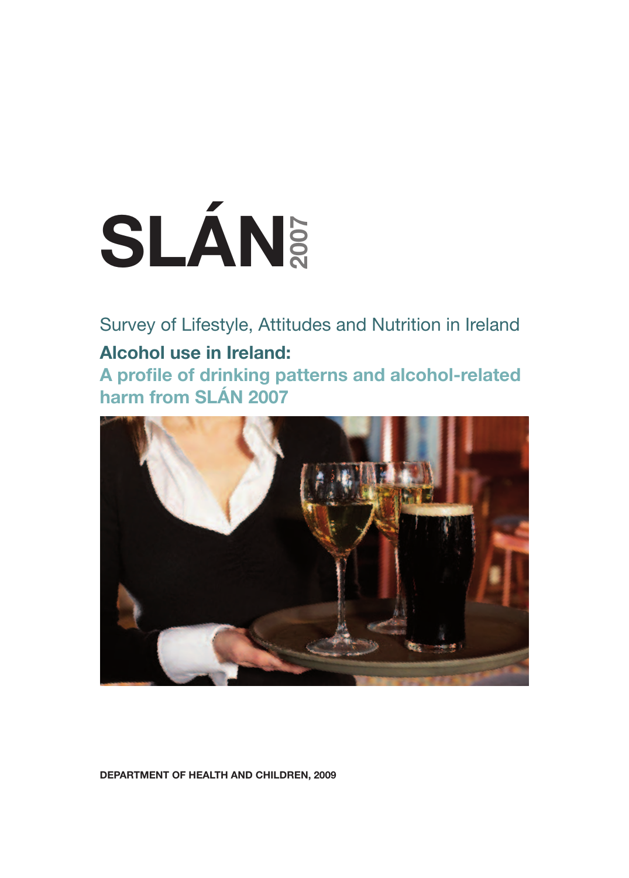# SLÁN 2007

Survey of Lifestyle, Attitudes and Nutrition in Ireland

## Alcohol use in Ireland:

## A profile of drinking patterns and alcohol-related harm from SLÁN 2007

**DEPARTMENT OF HEALTH AND CHILDREN, 2009**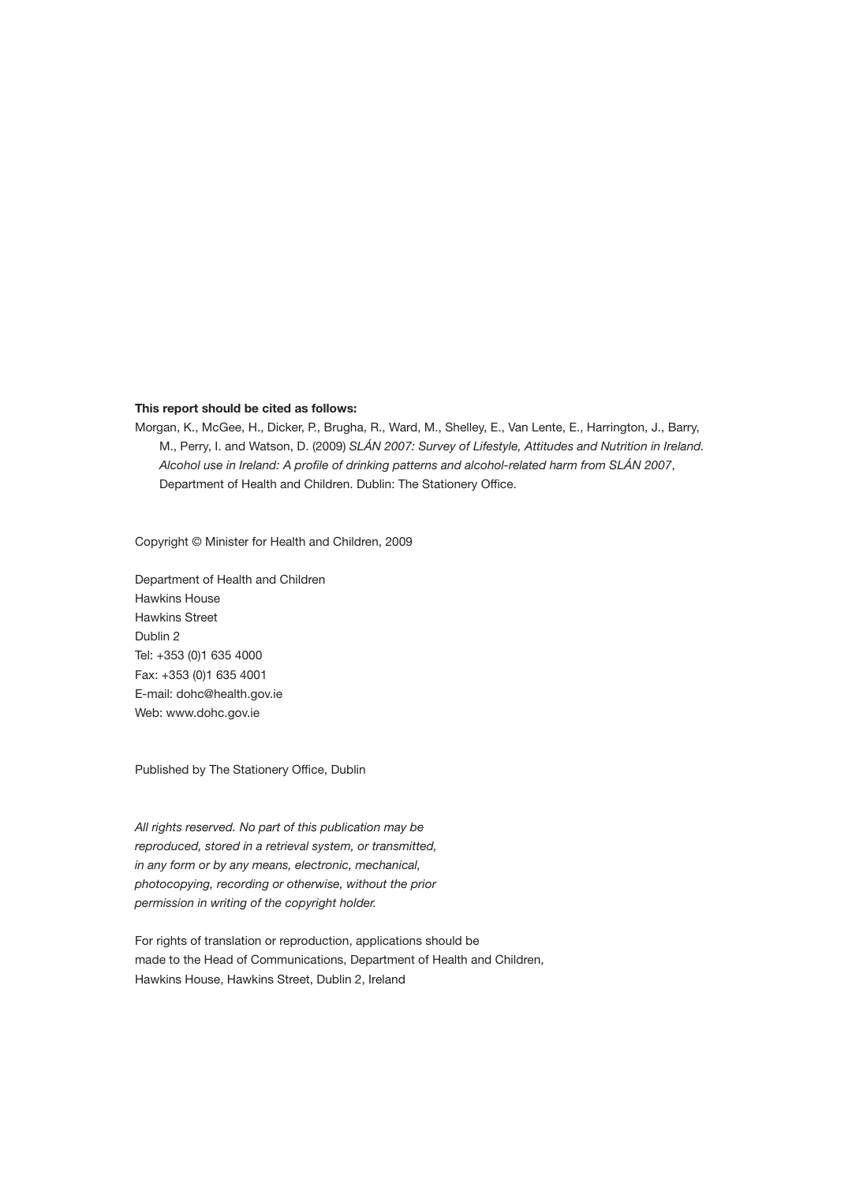**This report should be cited as follows:**

Morgan, K., McGee, H., Dicker, P., Brugha, R., Ward, M., Shelley, E., Van Lente, E., Harrington, J., Barry, M., Perry, I. and Watson, D. (2009) *SLÁN 2007: Survey of Lifestyle, Attitudes and Nutrition in Ireland. Alcohol use in Ireland: A profile of drinking patterns and alcohol-related harm from SLÁN 2007*, Department of Health and Children. Dublin: The Stationery Office.

Copyright © Minister for Health and Children, 2009

Department of Health and Children
Hawkins House
Hawkins Street
Dublin 2
Tel: +353 (0)1 635 4000
Fax: +353 (0)1 635 4001
E-mail: dohc@health.gov.ie
Web: www.dohc.gov.ie

Published by The Stationery Office, Dublin

*All rights reserved. No part of this publication may be reproduced, stored in a retrieval system, or transmitted, in any form or by any means, electronic, mechanical, photocopying, recording or otherwise, without the prior permission in writing of the copyright holder.*

For rights of translation or reproduction, applications should be made to the Head of Communications, Department of Health and Children, Hawkins House, Hawkins Street, Dublin 2, Ireland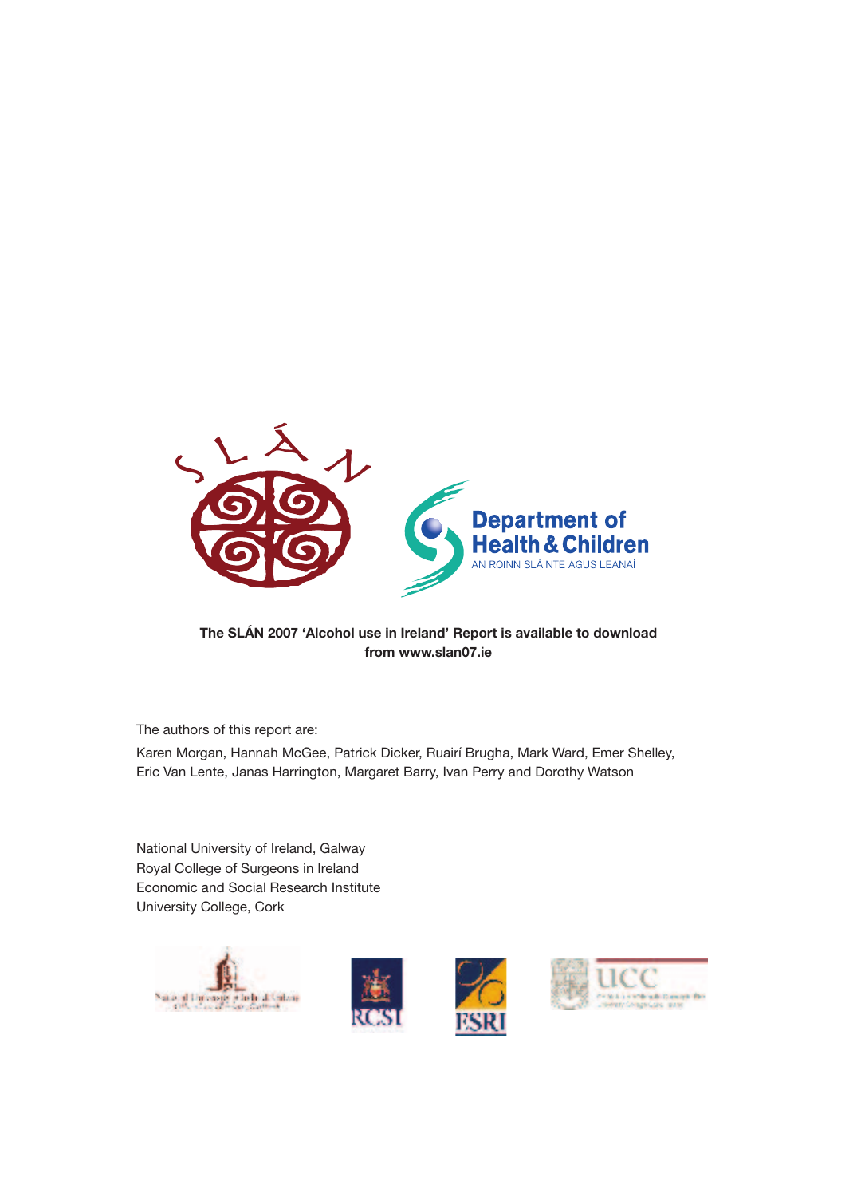SLÁN

Department of Health & Children
AN ROINN SLÁINTE AGUS LEANAÍ

**The SLÁN 2007 'Alcohol use in Ireland' Report is available to download from www.slan07.ie**

The authors of this report are:

Karen Morgan, Hannah McGee, Patrick Dicker, Ruairí Brugha, Mark Ward, Emer Shelley, Eric Van Lente, Janas Harrington, Margaret Barry, Ivan Perry and Dorothy Watson

National University of Ireland, Galway
Royal College of Surgeons in Ireland
Economic and Social Research Institute
University College, Cork

RCSI

ESRI

UCC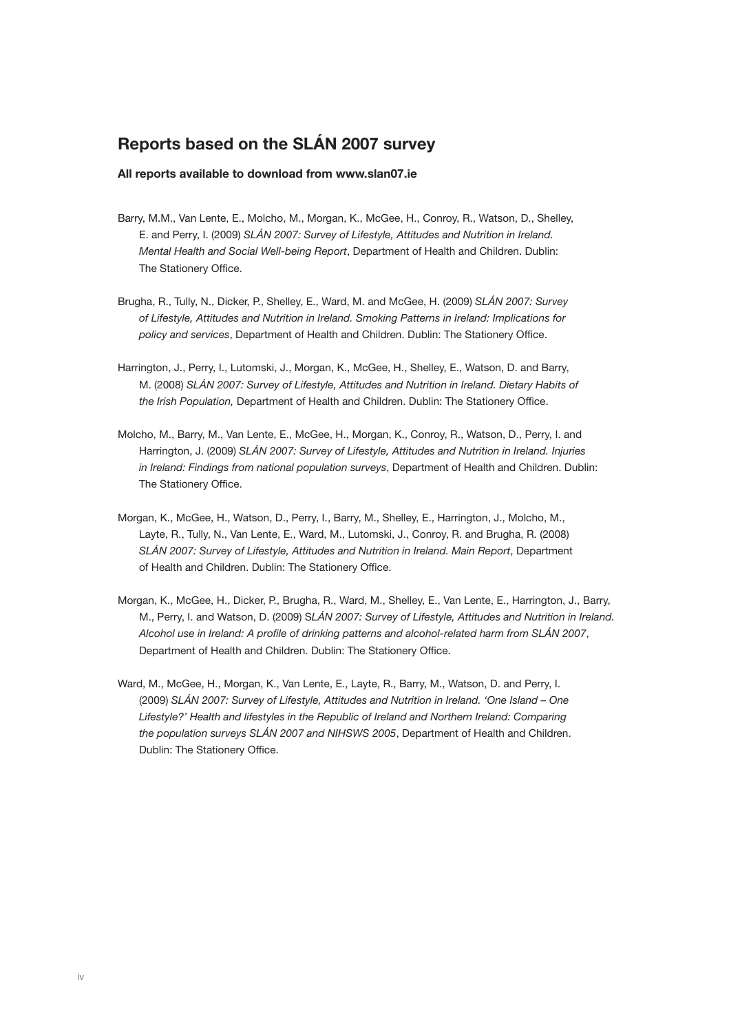## Reports based on the SLÁN 2007 survey

**All reports available to download from www.slan07.ie**

Barry, M.M., Van Lente, E., Molcho, M., Morgan, K., McGee, H., Conroy, R., Watson, D., Shelley, E. and Perry, I. (2009) *SLÁN 2007: Survey of Lifestyle, Attitudes and Nutrition in Ireland. Mental Health and Social Well-being Report*, Department of Health and Children. Dublin: The Stationery Office.

Brugha, R., Tully, N., Dicker, P., Shelley, E., Ward, M. and McGee, H. (2009) *SLÁN 2007: Survey of Lifestyle, Attitudes and Nutrition in Ireland. Smoking Patterns in Ireland: Implications for policy and services*, Department of Health and Children. Dublin: The Stationery Office.

Harrington, J., Perry, I., Lutomski, J., Morgan, K., McGee, H., Shelley, E., Watson, D. and Barry, M. (2008) *SLÁN 2007: Survey of Lifestyle, Attitudes and Nutrition in Ireland. Dietary Habits of the Irish Population,* Department of Health and Children. Dublin: The Stationery Office.

Molcho, M., Barry, M., Van Lente, E., McGee, H., Morgan, K., Conroy, R., Watson, D., Perry, I. and Harrington, J. (2009) *SLÁN 2007: Survey of Lifestyle, Attitudes and Nutrition in Ireland. Injuries in Ireland: Findings from national population surveys*, Department of Health and Children. Dublin: The Stationery Office.

Morgan, K., McGee, H., Watson, D., Perry, I., Barry, M., Shelley, E., Harrington, J., Molcho, M., Layte, R., Tully, N., Van Lente, E., Ward, M., Lutomski, J., Conroy, R. and Brugha, R. (2008) *SLÁN 2007: Survey of Lifestyle, Attitudes and Nutrition in Ireland. Main Report*, Department of Health and Children. Dublin: The Stationery Office.

Morgan, K., McGee, H., Dicker, P., Brugha, R., Ward, M., Shelley, E., Van Lente, E., Harrington, J., Barry, M., Perry, I. and Watson, D. (2009) S*LÁN 2007: Survey of Lifestyle, Attitudes and Nutrition in Ireland. Alcohol use in Ireland: A profile of drinking patterns and alcohol-related harm from SLÁN 2007*, Department of Health and Children. Dublin: The Stationery Office.

Ward, M., McGee, H., Morgan, K., Van Lente, E., Layte, R., Barry, M., Watson, D. and Perry, I. (2009) *SLÁN 2007: Survey of Lifestyle, Attitudes and Nutrition in Ireland. 'One Island – One Lifestyle?' Health and lifestyles in the Republic of Ireland and Northern Ireland: Comparing the population surveys SLÁN 2007 and NIHSWS 2005*, Department of Health and Children. Dublin: The Stationery Office.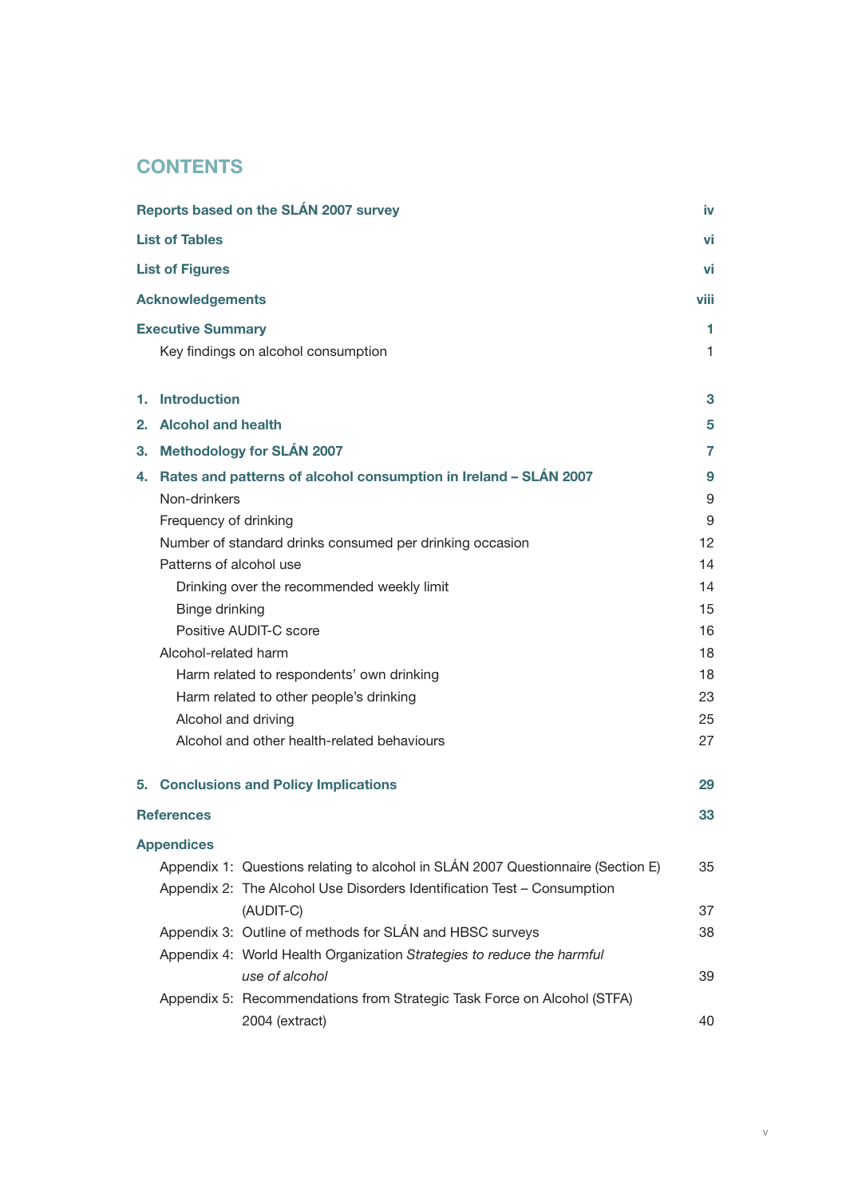# CONTENTS

| | |
|---|---|
| **Reports based on the SLÁN 2007 survey** | **iv** |
| **List of Tables** | **vi** |
| **List of Figures** | **vi** |
| **Acknowledgements** | **viii** |
| **Executive Summary** | **1** |
| Key findings on alcohol consumption | 1 |
| **1. Introduction** | **3** |
| **2. Alcohol and health** | **5** |
| **3. Methodology for SLÁN 2007** | **7** |
| **4. Rates and patterns of alcohol consumption in Ireland – SLÁN 2007** | **9** |
| Non-drinkers | 9 |
| Frequency of drinking | 9 |
| Number of standard drinks consumed per drinking occasion | 12 |
| Patterns of alcohol use | 14 |
| Drinking over the recommended weekly limit | 14 |
| Binge drinking | 15 |
| Positive AUDIT-C score | 16 |
| Alcohol-related harm | 18 |
| Harm related to respondents' own drinking | 18 |
| Harm related to other people's drinking | 23 |
| Alcohol and driving | 25 |
| Alcohol and other health-related behaviours | 27 |
| **5. Conclusions and Policy Implications** | **29** |
| **References** | **33** |
| **Appendices** | |
| Appendix 1: Questions relating to alcohol in SLÁN 2007 Questionnaire (Section E) | 35 |
| Appendix 2: The Alcohol Use Disorders Identification Test – Consumption (AUDIT-C) | 37 |
| Appendix 3: Outline of methods for SLÁN and HBSC surveys | 38 |
| Appendix 4: World Health Organization *Strategies to reduce the harmful use of alcohol* | 39 |
| Appendix 5: Recommendations from Strategic Task Force on Alcohol (STFA) 2004 (extract) | 40 |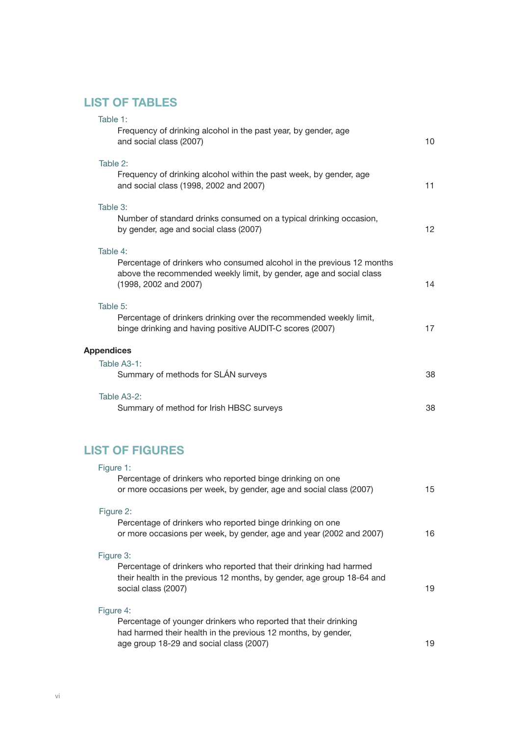## LIST OF TABLES

Table 1:
Frequency of drinking alcohol in the past year, by gender, age and social class (2007) 10

Table 2:
Frequency of drinking alcohol within the past week, by gender, age and social class (1998, 2002 and 2007) 11

Table 3:
Number of standard drinks consumed on a typical drinking occasion, by gender, age and social class (2007) 12

Table 4:
Percentage of drinkers who consumed alcohol in the previous 12 months above the recommended weekly limit, by gender, age and social class (1998, 2002 and 2007) 14

Table 5:
Percentage of drinkers drinking over the recommended weekly limit, binge drinking and having positive AUDIT-C scores (2007) 17

**Appendices**

Table A3-1:
Summary of methods for SLÁN surveys 38

Table A3-2:
Summary of method for Irish HBSC surveys 38

## LIST OF FIGURES

Figure 1:
Percentage of drinkers who reported binge drinking on one or more occasions per week, by gender, age and social class (2007) 15

Figure 2:
Percentage of drinkers who reported binge drinking on one or more occasions per week, by gender, age and year (2002 and 2007) 16

Figure 3:
Percentage of drinkers who reported that their drinking had harmed their health in the previous 12 months, by gender, age group 18-64 and social class (2007) 19

Figure 4:
Percentage of younger drinkers who reported that their drinking had harmed their health in the previous 12 months, by gender, age group 18-29 and social class (2007) 19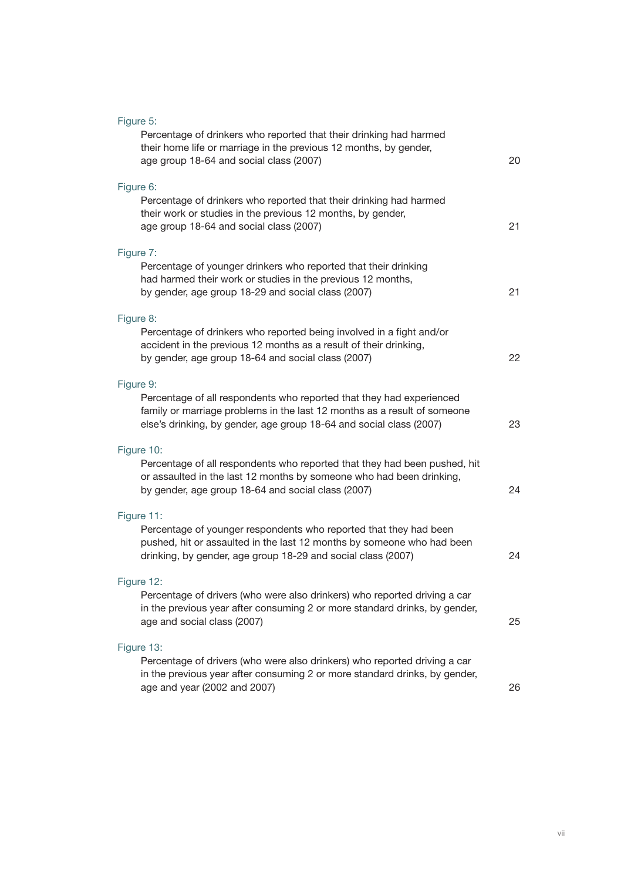Figure 5:
Percentage of drinkers who reported that their drinking had harmed their home life or marriage in the previous 12 months, by gender, age group 18-64 and social class (2007) 20

Figure 6:
Percentage of drinkers who reported that their drinking had harmed their work or studies in the previous 12 months, by gender, age group 18-64 and social class (2007) 21

Figure 7:
Percentage of younger drinkers who reported that their drinking had harmed their work or studies in the previous 12 months, by gender, age group 18-29 and social class (2007) 21

Figure 8:
Percentage of drinkers who reported being involved in a fight and/or accident in the previous 12 months as a result of their drinking, by gender, age group 18-64 and social class (2007) 22

Figure 9:
Percentage of all respondents who reported that they had experienced family or marriage problems in the last 12 months as a result of someone else's drinking, by gender, age group 18-64 and social class (2007) 23

Figure 10:
Percentage of all respondents who reported that they had been pushed, hit or assaulted in the last 12 months by someone who had been drinking, by gender, age group 18-64 and social class (2007) 24

Figure 11:
Percentage of younger respondents who reported that they had been pushed, hit or assaulted in the last 12 months by someone who had been drinking, by gender, age group 18-29 and social class (2007) 24

Figure 12:
Percentage of drivers (who were also drinkers) who reported driving a car in the previous year after consuming 2 or more standard drinks, by gender, age and social class (2007) 25

Figure 13:
Percentage of drivers (who were also drinkers) who reported driving a car in the previous year after consuming 2 or more standard drinks, by gender, age and year (2002 and 2007) 26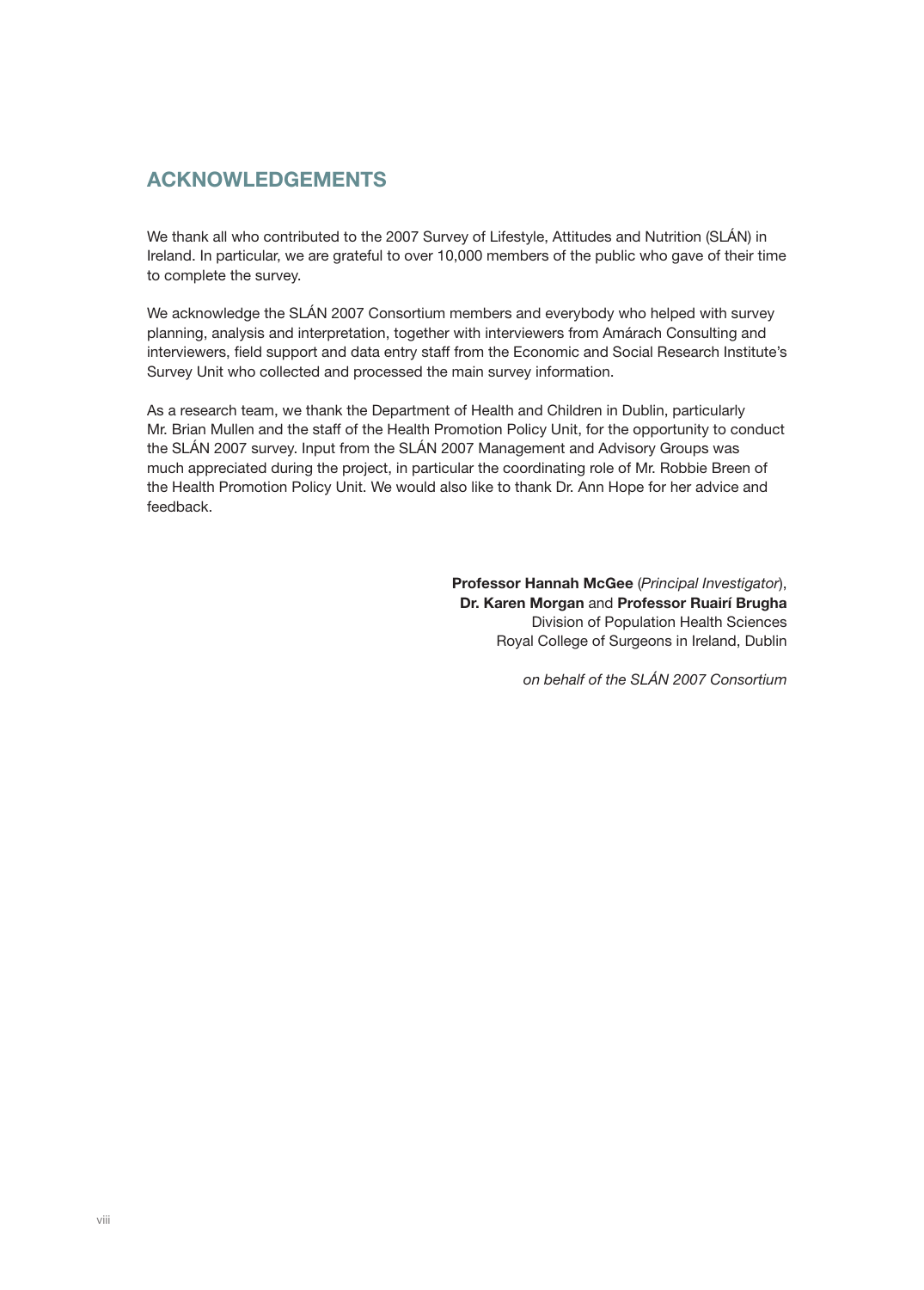## ACKNOWLEDGEMENTS

We thank all who contributed to the 2007 Survey of Lifestyle, Attitudes and Nutrition (SLÁN) in Ireland. In particular, we are grateful to over 10,000 members of the public who gave of their time to complete the survey.

We acknowledge the SLÁN 2007 Consortium members and everybody who helped with survey planning, analysis and interpretation, together with interviewers from Amárach Consulting and interviewers, field support and data entry staff from the Economic and Social Research Institute's Survey Unit who collected and processed the main survey information.

As a research team, we thank the Department of Health and Children in Dublin, particularly Mr. Brian Mullen and the staff of the Health Promotion Policy Unit, for the opportunity to conduct the SLÁN 2007 survey. Input from the SLÁN 2007 Management and Advisory Groups was much appreciated during the project, in particular the coordinating role of Mr. Robbie Breen of the Health Promotion Policy Unit. We would also like to thank Dr. Ann Hope for her advice and feedback.

**Professor Hannah McGee** (*Principal Investigator*),
**Dr. Karen Morgan** and **Professor Ruairí Brugha**
Division of Population Health Sciences
Royal College of Surgeons in Ireland, Dublin

*on behalf of the SLÁN 2007 Consortium*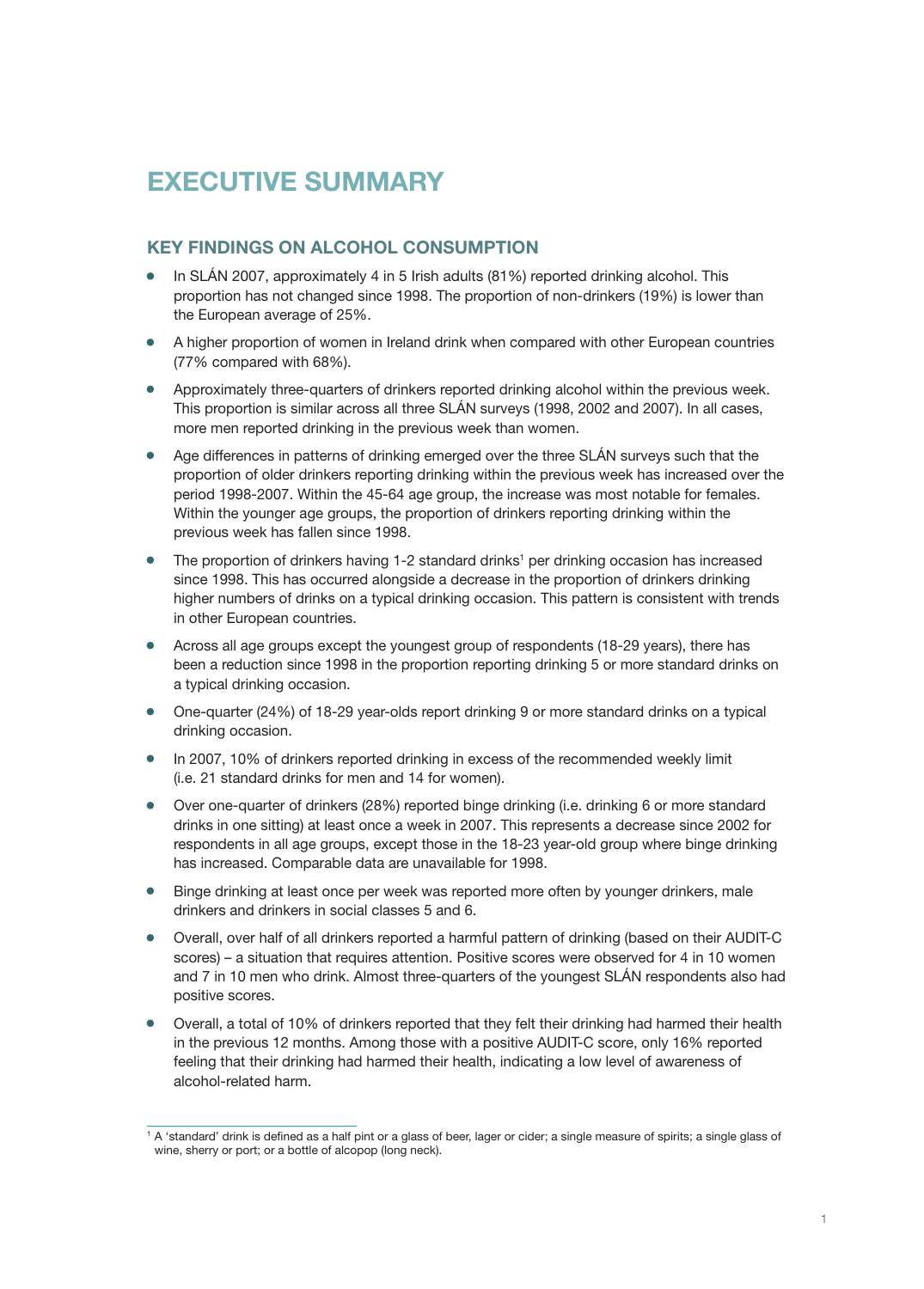# EXECUTIVE SUMMARY

## KEY FINDINGS ON ALCOHOL CONSUMPTION

- In SLÁN 2007, approximately 4 in 5 Irish adults (81%) reported drinking alcohol. This proportion has not changed since 1998. The proportion of non-drinkers (19%) is lower than the European average of 25%.
- A higher proportion of women in Ireland drink when compared with other European countries (77% compared with 68%).
- Approximately three-quarters of drinkers reported drinking alcohol within the previous week. This proportion is similar across all three SLÁN surveys (1998, 2002 and 2007). In all cases, more men reported drinking in the previous week than women.
- Age differences in patterns of drinking emerged over the three SLÁN surveys such that the proportion of older drinkers reporting drinking within the previous week has increased over the period 1998-2007. Within the 45-64 age group, the increase was most notable for females. Within the younger age groups, the proportion of drinkers reporting drinking within the previous week has fallen since 1998.
- The proportion of drinkers having 1-2 standard drinks[1] per drinking occasion has increased since 1998. This has occurred alongside a decrease in the proportion of drinkers drinking higher numbers of drinks on a typical drinking occasion. This pattern is consistent with trends in other European countries.
- Across all age groups except the youngest group of respondents (18-29 years), there has been a reduction since 1998 in the proportion reporting drinking 5 or more standard drinks on a typical drinking occasion.
- One-quarter (24%) of 18-29 year-olds report drinking 9 or more standard drinks on a typical drinking occasion.
- In 2007, 10% of drinkers reported drinking in excess of the recommended weekly limit (i.e. 21 standard drinks for men and 14 for women).
- Over one-quarter of drinkers (28%) reported binge drinking (i.e. drinking 6 or more standard drinks in one sitting) at least once a week in 2007. This represents a decrease since 2002 for respondents in all age groups, except those in the 18-23 year-old group where binge drinking has increased. Comparable data are unavailable for 1998.
- Binge drinking at least once per week was reported more often by younger drinkers, male drinkers and drinkers in social classes 5 and 6.
- Overall, over half of all drinkers reported a harmful pattern of drinking (based on their AUDIT-C scores) – a situation that requires attention. Positive scores were observed for 4 in 10 women and 7 in 10 men who drink. Almost three-quarters of the youngest SLÁN respondents also had positive scores.
- Overall, a total of 10% of drinkers reported that they felt their drinking had harmed their health in the previous 12 months. Among those with a positive AUDIT-C score, only 16% reported feeling that their drinking had harmed their health, indicating a low level of awareness of alcohol-related harm.

[1] A 'standard' drink is defined as a half pint or a glass of beer, lager or cider; a single measure of spirits; a single glass of wine, sherry or port; or a bottle of alcopop (long neck).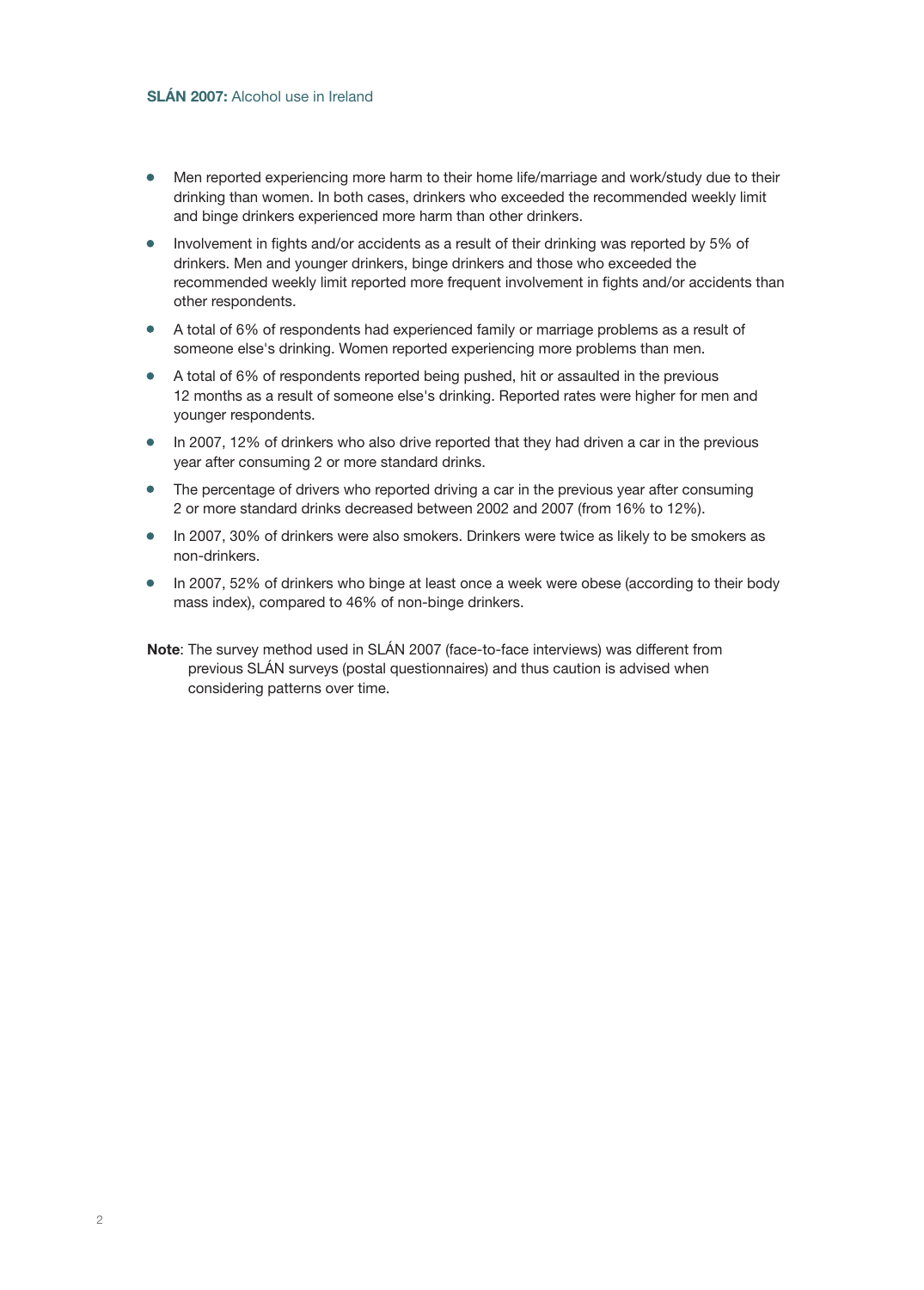- Men reported experiencing more harm to their home life/marriage and work/study due to their drinking than women. In both cases, drinkers who exceeded the recommended weekly limit and binge drinkers experienced more harm than other drinkers.
- Involvement in fights and/or accidents as a result of their drinking was reported by 5% of drinkers. Men and younger drinkers, binge drinkers and those who exceeded the recommended weekly limit reported more frequent involvement in fights and/or accidents than other respondents.
- A total of 6% of respondents had experienced family or marriage problems as a result of someone else's drinking. Women reported experiencing more problems than men.
- A total of 6% of respondents reported being pushed, hit or assaulted in the previous 12 months as a result of someone else's drinking. Reported rates were higher for men and younger respondents.
- In 2007, 12% of drinkers who also drive reported that they had driven a car in the previous year after consuming 2 or more standard drinks.
- The percentage of drivers who reported driving a car in the previous year after consuming 2 or more standard drinks decreased between 2002 and 2007 (from 16% to 12%).
- In 2007, 30% of drinkers were also smokers. Drinkers were twice as likely to be smokers as non-drinkers.
- In 2007, 52% of drinkers who binge at least once a week were obese (according to their body mass index), compared to 46% of non-binge drinkers.

**Note**: The survey method used in SLÁN 2007 (face-to-face interviews) was different from previous SLÁN surveys (postal questionnaires) and thus caution is advised when considering patterns over time.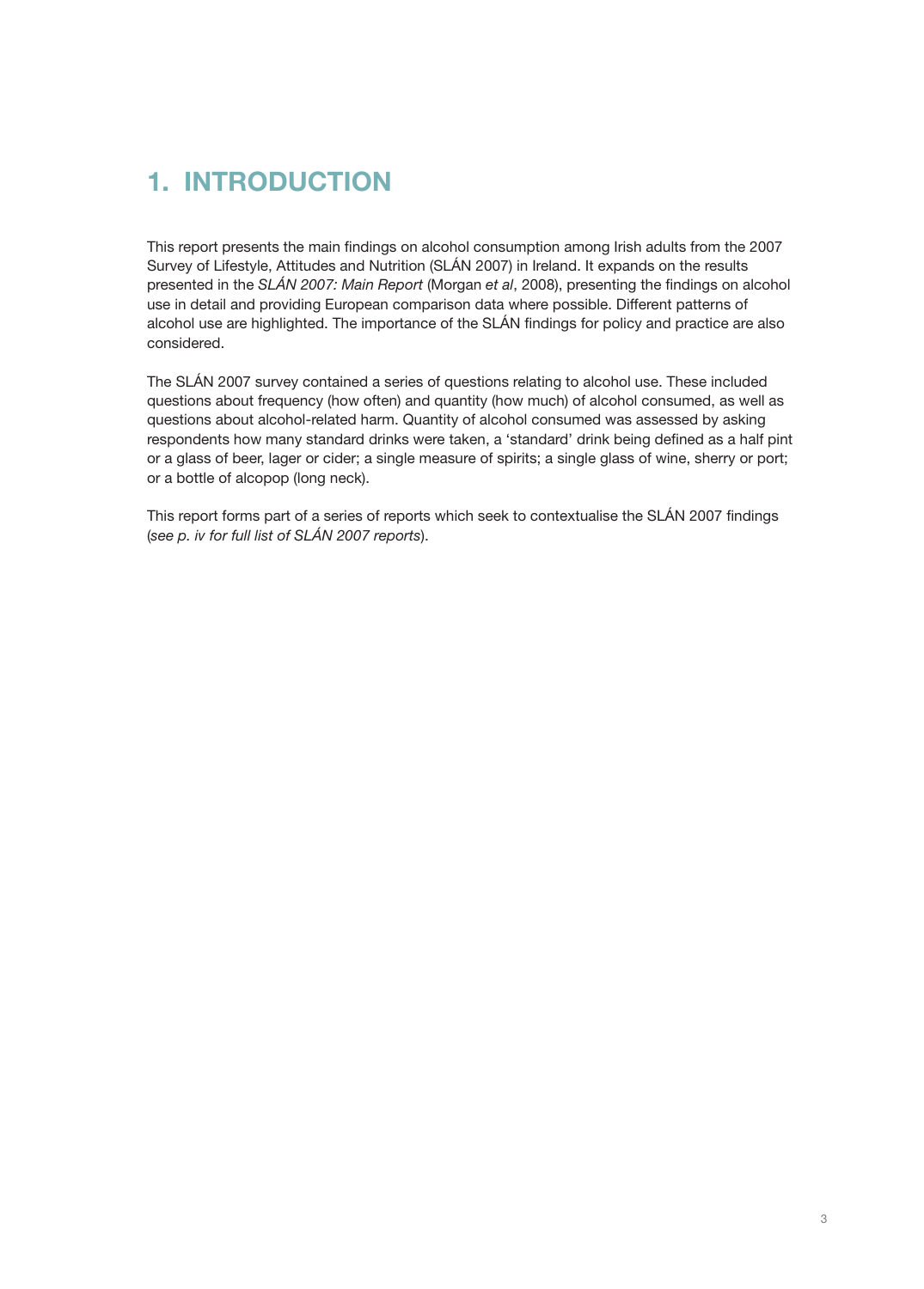# 1. INTRODUCTION

This report presents the main findings on alcohol consumption among Irish adults from the 2007 Survey of Lifestyle, Attitudes and Nutrition (SLÁN 2007) in Ireland. It expands on the results presented in the *SLÁN 2007: Main Report* (Morgan *et al*, 2008), presenting the findings on alcohol use in detail and providing European comparison data where possible. Different patterns of alcohol use are highlighted. The importance of the SLÁN findings for policy and practice are also considered.

The SLÁN 2007 survey contained a series of questions relating to alcohol use. These included questions about frequency (how often) and quantity (how much) of alcohol consumed, as well as questions about alcohol-related harm. Quantity of alcohol consumed was assessed by asking respondents how many standard drinks were taken, a 'standard' drink being defined as a half pint or a glass of beer, lager or cider; a single measure of spirits; a single glass of wine, sherry or port; or a bottle of alcopop (long neck).

This report forms part of a series of reports which seek to contextualise the SLÁN 2007 findings (*see p. iv for full list of SLÁN 2007 reports*).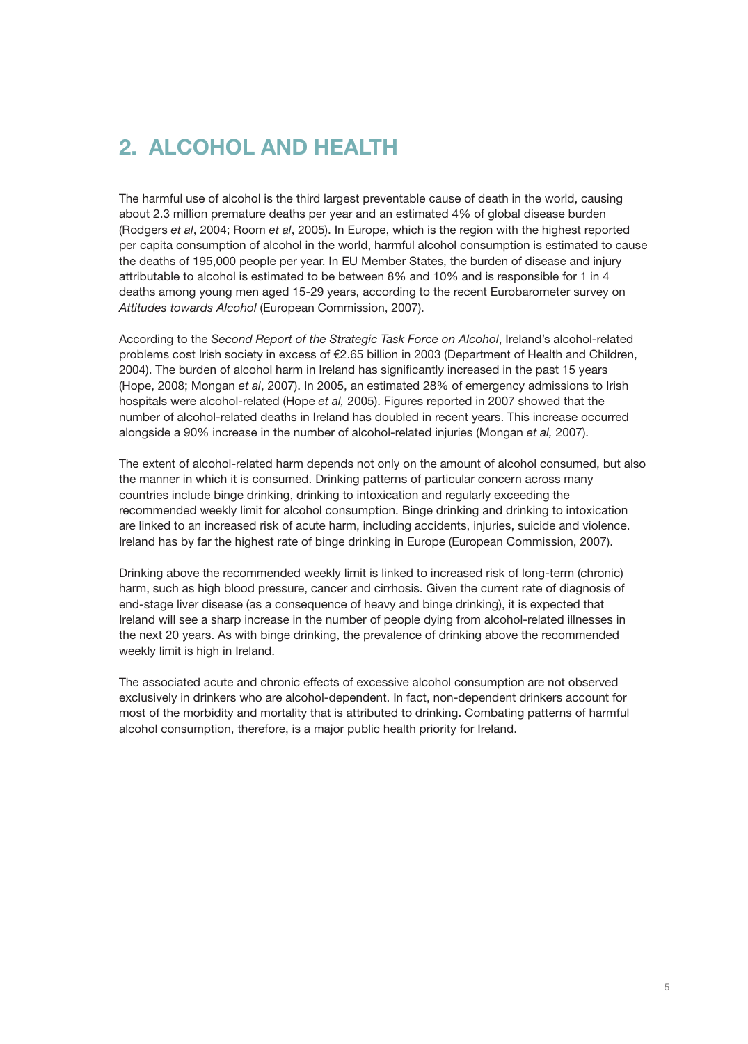# 2. ALCOHOL AND HEALTH

The harmful use of alcohol is the third largest preventable cause of death in the world, causing about 2.3 million premature deaths per year and an estimated 4% of global disease burden (Rodgers *et al*, 2004; Room *et al*, 2005). In Europe, which is the region with the highest reported per capita consumption of alcohol in the world, harmful alcohol consumption is estimated to cause the deaths of 195,000 people per year. In EU Member States, the burden of disease and injury attributable to alcohol is estimated to be between 8% and 10% and is responsible for 1 in 4 deaths among young men aged 15-29 years, according to the recent Eurobarometer survey on *Attitudes towards Alcohol* (European Commission, 2007).

According to the *Second Report of the Strategic Task Force on Alcohol*, Ireland's alcohol-related problems cost Irish society in excess of €2.65 billion in 2003 (Department of Health and Children, 2004). The burden of alcohol harm in Ireland has significantly increased in the past 15 years (Hope, 2008; Mongan *et al*, 2007). In 2005, an estimated 28% of emergency admissions to Irish hospitals were alcohol-related (Hope *et al,* 2005). Figures reported in 2007 showed that the number of alcohol-related deaths in Ireland has doubled in recent years. This increase occurred alongside a 90% increase in the number of alcohol-related injuries (Mongan *et al,* 2007).

The extent of alcohol-related harm depends not only on the amount of alcohol consumed, but also the manner in which it is consumed. Drinking patterns of particular concern across many countries include binge drinking, drinking to intoxication and regularly exceeding the recommended weekly limit for alcohol consumption. Binge drinking and drinking to intoxication are linked to an increased risk of acute harm, including accidents, injuries, suicide and violence. Ireland has by far the highest rate of binge drinking in Europe (European Commission, 2007).

Drinking above the recommended weekly limit is linked to increased risk of long-term (chronic) harm, such as high blood pressure, cancer and cirrhosis. Given the current rate of diagnosis of end-stage liver disease (as a consequence of heavy and binge drinking), it is expected that Ireland will see a sharp increase in the number of people dying from alcohol-related illnesses in the next 20 years. As with binge drinking, the prevalence of drinking above the recommended weekly limit is high in Ireland.

The associated acute and chronic effects of excessive alcohol consumption are not observed exclusively in drinkers who are alcohol-dependent. In fact, non-dependent drinkers account for most of the morbidity and mortality that is attributed to drinking. Combating patterns of harmful alcohol consumption, therefore, is a major public health priority for Ireland.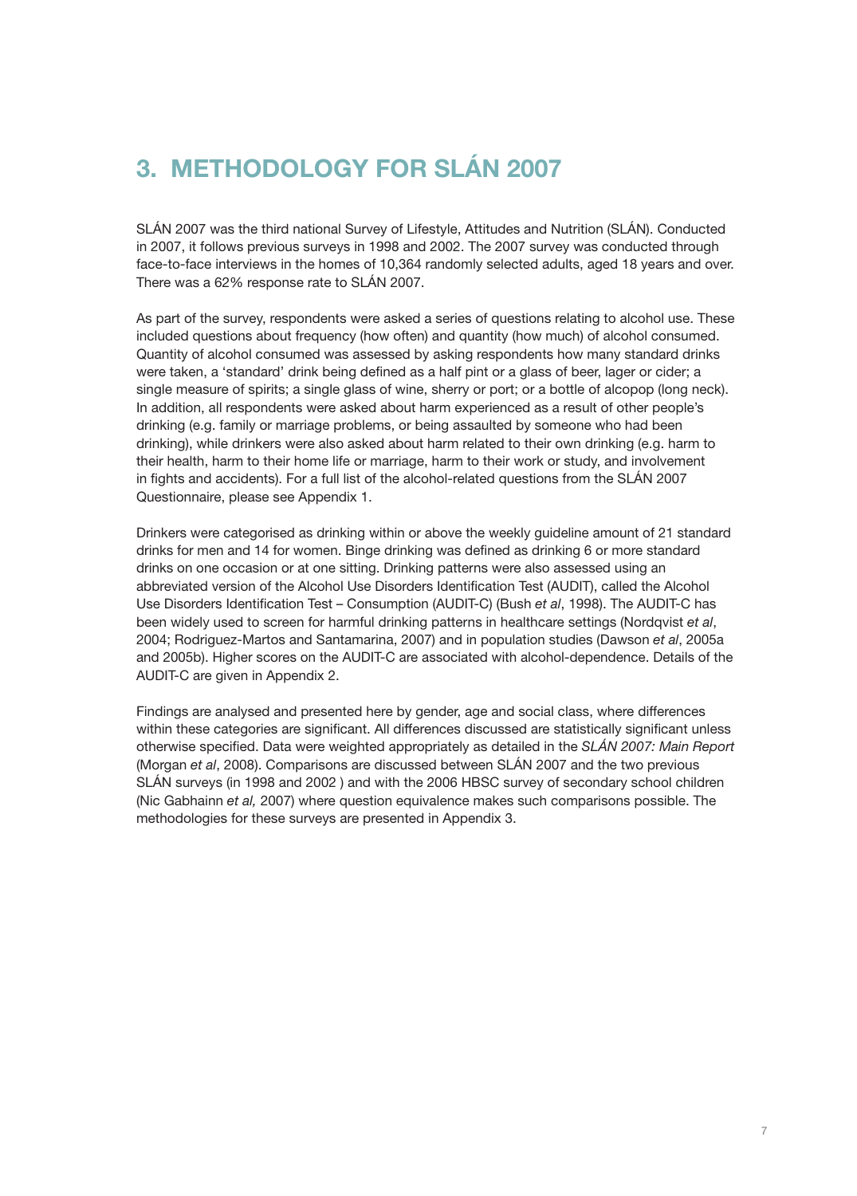# 3. METHODOLOGY FOR SLÁN 2007

SLÁN 2007 was the third national Survey of Lifestyle, Attitudes and Nutrition (SLÁN). Conducted in 2007, it follows previous surveys in 1998 and 2002. The 2007 survey was conducted through face-to-face interviews in the homes of 10,364 randomly selected adults, aged 18 years and over. There was a 62% response rate to SLÁN 2007.

As part of the survey, respondents were asked a series of questions relating to alcohol use. These included questions about frequency (how often) and quantity (how much) of alcohol consumed. Quantity of alcohol consumed was assessed by asking respondents how many standard drinks were taken, a 'standard' drink being defined as a half pint or a glass of beer, lager or cider; a single measure of spirits; a single glass of wine, sherry or port; or a bottle of alcopop (long neck). In addition, all respondents were asked about harm experienced as a result of other people's drinking (e.g. family or marriage problems, or being assaulted by someone who had been drinking), while drinkers were also asked about harm related to their own drinking (e.g. harm to their health, harm to their home life or marriage, harm to their work or study, and involvement in fights and accidents). For a full list of the alcohol-related questions from the SLÁN 2007 Questionnaire, please see Appendix 1.

Drinkers were categorised as drinking within or above the weekly guideline amount of 21 standard drinks for men and 14 for women. Binge drinking was defined as drinking 6 or more standard drinks on one occasion or at one sitting. Drinking patterns were also assessed using an abbreviated version of the Alcohol Use Disorders Identification Test (AUDIT), called the Alcohol Use Disorders Identification Test – Consumption (AUDIT-C) (Bush *et al*, 1998). The AUDIT-C has been widely used to screen for harmful drinking patterns in healthcare settings (Nordqvist *et al*, 2004; Rodriguez-Martos and Santamarina, 2007) and in population studies (Dawson *et al*, 2005a and 2005b). Higher scores on the AUDIT-C are associated with alcohol-dependence. Details of the AUDIT-C are given in Appendix 2.

Findings are analysed and presented here by gender, age and social class, where differences within these categories are significant. All differences discussed are statistically significant unless otherwise specified. Data were weighted appropriately as detailed in the *SLÁN 2007: Main Report* (Morgan *et al*, 2008). Comparisons are discussed between SLÁN 2007 and the two previous SLÁN surveys (in 1998 and 2002 ) and with the 2006 HBSC survey of secondary school children (Nic Gabhainn *et al,* 2007) where question equivalence makes such comparisons possible. The methodologies for these surveys are presented in Appendix 3.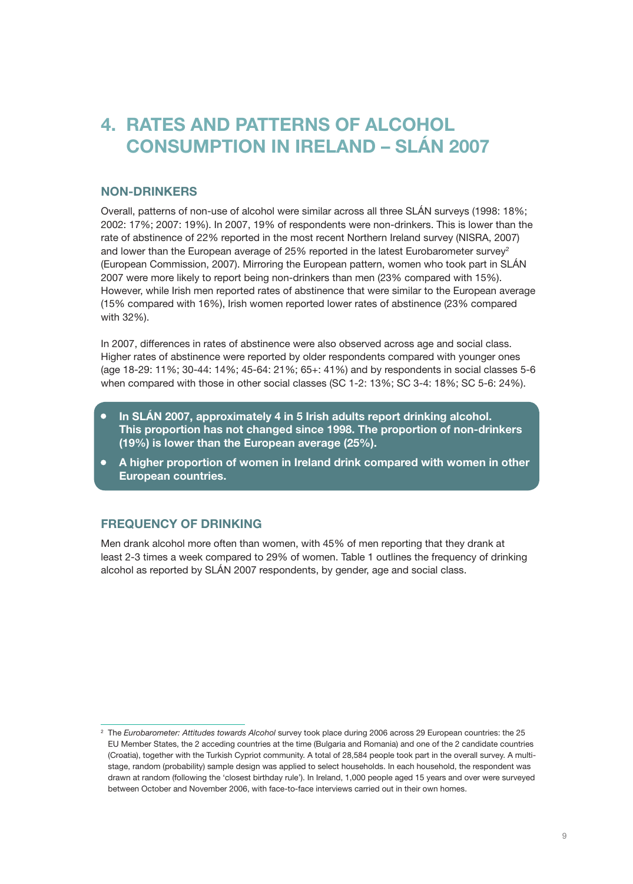# 4. RATES AND PATTERNS OF ALCOHOL CONSUMPTION IN IRELAND – SLÁN 2007

## NON-DRINKERS

Overall, patterns of non-use of alcohol were similar across all three SLÁN surveys (1998: 18%; 2002: 17%; 2007: 19%). In 2007, 19% of respondents were non-drinkers. This is lower than the rate of abstinence of 22% reported in the most recent Northern Ireland survey (NISRA, 2007) and lower than the European average of 25% reported in the latest Eurobarometer survey[2] (European Commission, 2007). Mirroring the European pattern, women who took part in SLÁN 2007 were more likely to report being non-drinkers than men (23% compared with 15%). However, while Irish men reported rates of abstinence that were similar to the European average (15% compared with 16%), Irish women reported lower rates of abstinence (23% compared with 32%).

In 2007, differences in rates of abstinence were also observed across age and social class. Higher rates of abstinence were reported by older respondents compared with younger ones (age 18-29: 11%; 30-44: 14%; 45-64: 21%; 65+: 41%) and by respondents in social classes 5-6 when compared with those in other social classes (SC 1-2: 13%; SC 3-4: 18%; SC 5-6: 24%).

- **In SLÁN 2007, approximately 4 in 5 Irish adults report drinking alcohol. This proportion has not changed since 1998. The proportion of non-drinkers (19%) is lower than the European average (25%).**
- **A higher proportion of women in Ireland drink compared with women in other European countries.**

## FREQUENCY OF DRINKING

Men drank alcohol more often than women, with 45% of men reporting that they drank at least 2-3 times a week compared to 29% of women. Table 1 outlines the frequency of drinking alcohol as reported by SLÁN 2007 respondents, by gender, age and social class.

---

[2] The *Eurobarometer: Attitudes towards Alcohol* survey took place during 2006 across 29 European countries: the 25 EU Member States, the 2 acceding countries at the time (Bulgaria and Romania) and one of the 2 candidate countries (Croatia), together with the Turkish Cypriot community. A total of 28,584 people took part in the overall survey. A multi-stage, random (probability) sample design was applied to select households. In each household, the respondent was drawn at random (following the 'closest birthday rule'). In Ireland, 1,000 people aged 15 years and over were surveyed between October and November 2006, with face-to-face interviews carried out in their own homes.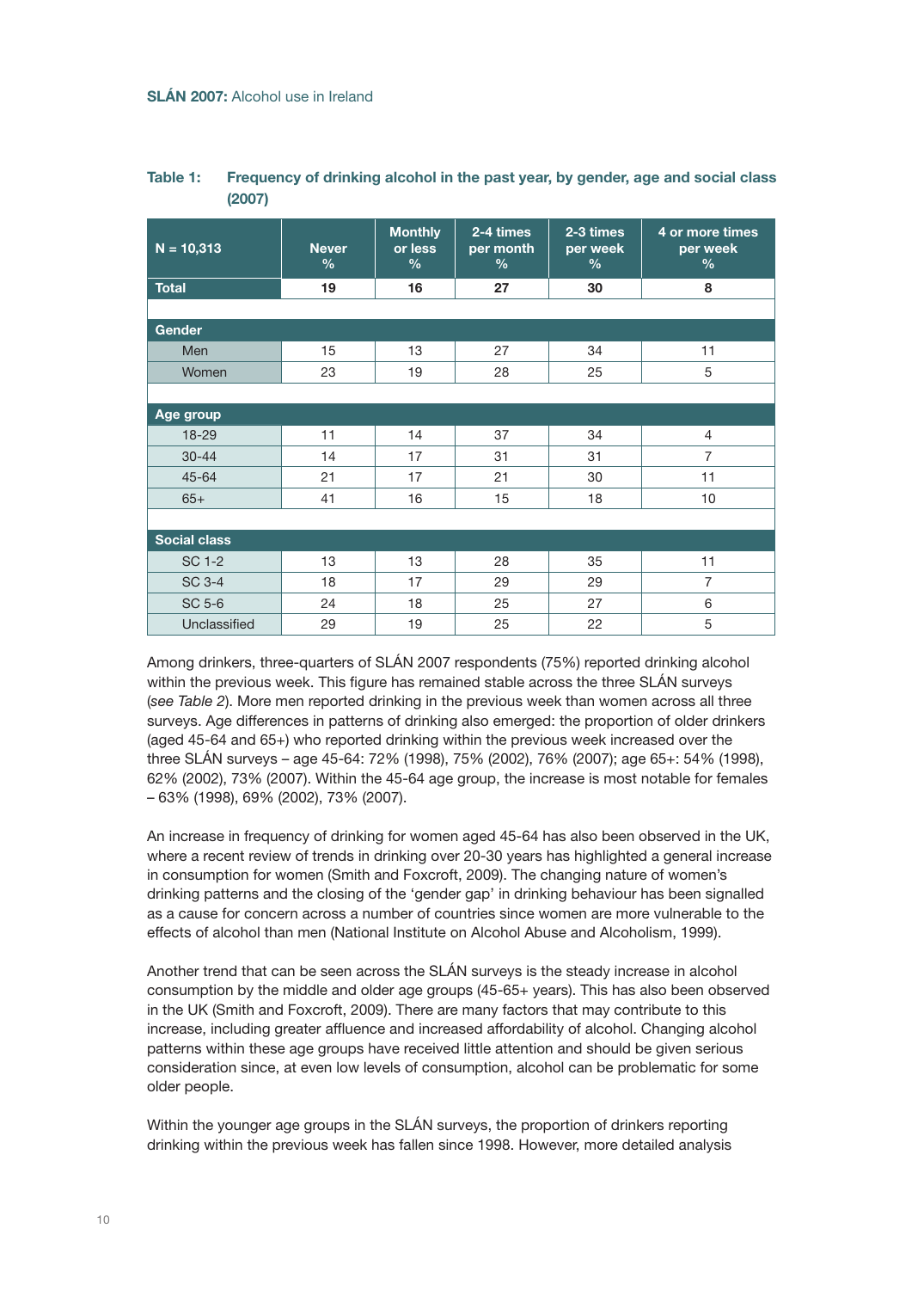**Table 1: Frequency of drinking alcohol in the past year, by gender, age and social class (2007)**

| N = 10,313 | Never % | Monthly or less % | 2-4 times per month % | 2-3 times per week % | 4 or more times per week % |
|---|---|---|---|---|---|
| **Total** | **19** | **16** | **27** | **30** | **8** |
| **Gender** | | | | | |
| Men | 15 | 13 | 27 | 34 | 11 |
| Women | 23 | 19 | 28 | 25 | 5 |
| **Age group** | | | | | |
| 18-29 | 11 | 14 | 37 | 34 | 4 |
| 30-44 | 14 | 17 | 31 | 31 | 7 |
| 45-64 | 21 | 17 | 21 | 30 | 11 |
| 65+ | 41 | 16 | 15 | 18 | 10 |
| **Social class** | | | | | |
| SC 1-2 | 13 | 13 | 28 | 35 | 11 |
| SC 3-4 | 18 | 17 | 29 | 29 | 7 |
| SC 5-6 | 24 | 18 | 25 | 27 | 6 |
| Unclassified | 29 | 19 | 25 | 22 | 5 |

Among drinkers, three-quarters of SLÁN 2007 respondents (75%) reported drinking alcohol within the previous week. This figure has remained stable across the three SLÁN surveys (*see Table 2*). More men reported drinking in the previous week than women across all three surveys. Age differences in patterns of drinking also emerged: the proportion of older drinkers (aged 45-64 and 65+) who reported drinking within the previous week increased over the three SLÁN surveys – age 45-64: 72% (1998), 75% (2002), 76% (2007); age 65+: 54% (1998), 62% (2002), 73% (2007). Within the 45-64 age group, the increase is most notable for females – 63% (1998), 69% (2002), 73% (2007).

An increase in frequency of drinking for women aged 45-64 has also been observed in the UK, where a recent review of trends in drinking over 20-30 years has highlighted a general increase in consumption for women (Smith and Foxcroft, 2009). The changing nature of women's drinking patterns and the closing of the 'gender gap' in drinking behaviour has been signalled as a cause for concern across a number of countries since women are more vulnerable to the effects of alcohol than men (National Institute on Alcohol Abuse and Alcoholism, 1999).

Another trend that can be seen across the SLÁN surveys is the steady increase in alcohol consumption by the middle and older age groups (45-65+ years). This has also been observed in the UK (Smith and Foxcroft, 2009). There are many factors that may contribute to this increase, including greater affluence and increased affordability of alcohol. Changing alcohol patterns within these age groups have received little attention and should be given serious consideration since, at even low levels of consumption, alcohol can be problematic for some older people.

Within the younger age groups in the SLÁN surveys, the proportion of drinkers reporting drinking within the previous week has fallen since 1998. However, more detailed analysis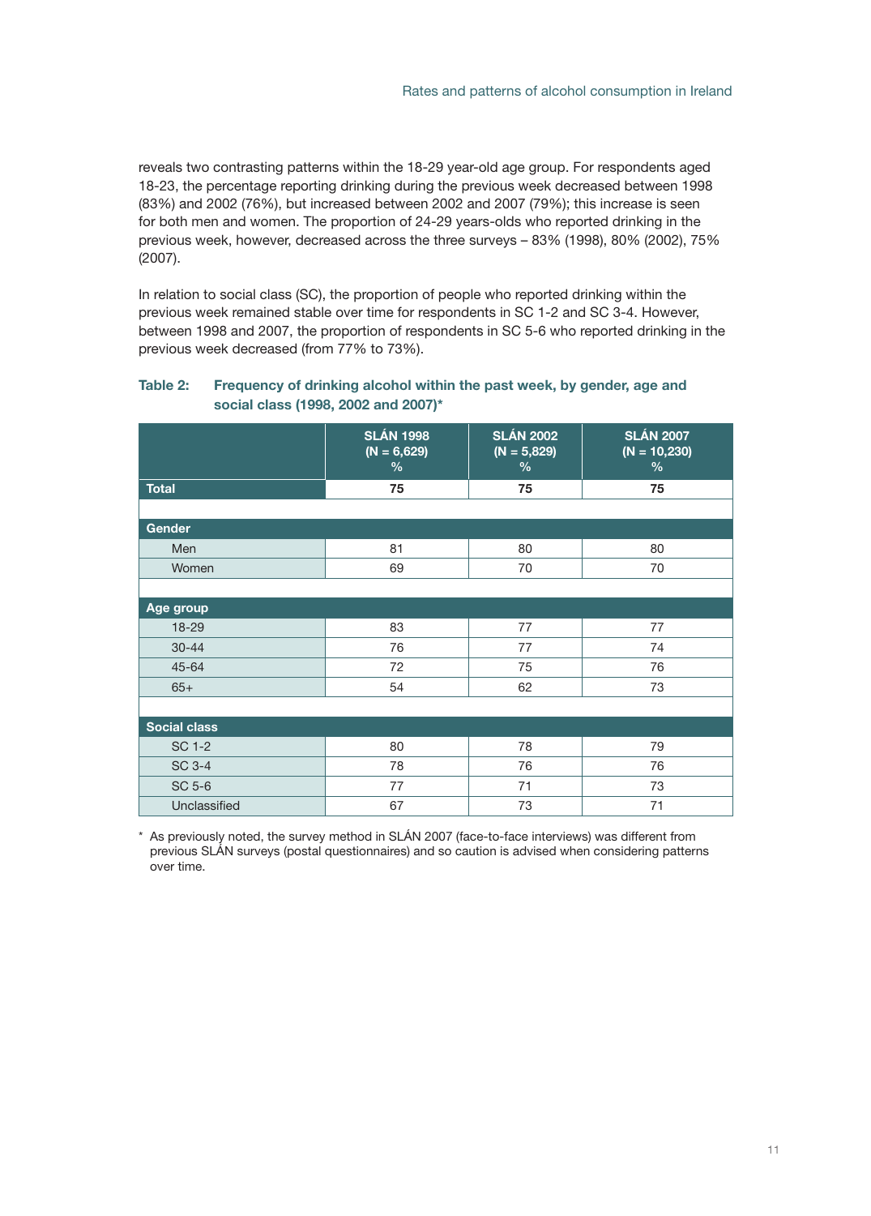reveals two contrasting patterns within the 18-29 year-old age group. For respondents aged 18-23, the percentage reporting drinking during the previous week decreased between 1998 (83%) and 2002 (76%), but increased between 2002 and 2007 (79%); this increase is seen for both men and women. The proportion of 24-29 years-olds who reported drinking in the previous week, however, decreased across the three surveys – 83% (1998), 80% (2002), 75% (2007).

In relation to social class (SC), the proportion of people who reported drinking within the previous week remained stable over time for respondents in SC 1-2 and SC 3-4. However, between 1998 and 2007, the proportion of respondents in SC 5-6 who reported drinking in the previous week decreased (from 77% to 73%).

**Table 2: Frequency of drinking alcohol within the past week, by gender, age and social class (1998, 2002 and 2007)***

| | SLÁN 1998 (N = 6,629) % | SLÁN 2002 (N = 5,829) % | SLÁN 2007 (N = 10,230) % |
|---|---|---|---|
| **Total** | **75** | **75** | **75** |
| | | | |
| **Gender** | | | |
| Men | 81 | 80 | 80 |
| Women | 69 | 70 | 70 |
| | | | |
| **Age group** | | | |
| 18-29 | 83 | 77 | 77 |
| 30-44 | 76 | 77 | 74 |
| 45-64 | 72 | 75 | 76 |
| 65+ | 54 | 62 | 73 |
| | | | |
| **Social class** | | | |
| SC 1-2 | 80 | 78 | 79 |
| SC 3-4 | 78 | 76 | 76 |
| SC 5-6 | 77 | 71 | 73 |
| Unclassified | 67 | 73 | 71 |

* As previously noted, the survey method in SLÁN 2007 (face-to-face interviews) was different from previous SLÁN surveys (postal questionnaires) and so caution is advised when considering patterns over time.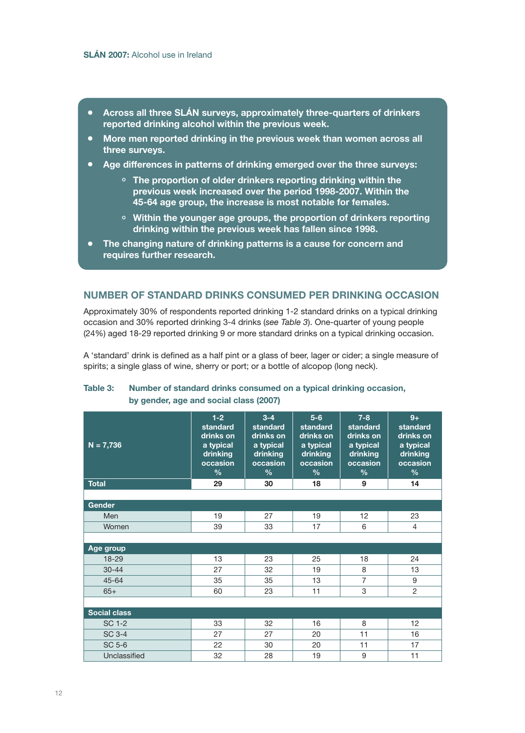- **Across all three SLÁN surveys, approximately three-quarters of drinkers reported drinking alcohol within the previous week.**
- **More men reported drinking in the previous week than women across all three surveys.**
- **Age differences in patterns of drinking emerged over the three surveys:**
  - **The proportion of older drinkers reporting drinking within the previous week increased over the period 1998-2007. Within the 45-64 age group, the increase is most notable for females.**
  - **Within the younger age groups, the proportion of drinkers reporting drinking within the previous week has fallen since 1998.**
- **The changing nature of drinking patterns is a cause for concern and requires further research.**

## NUMBER OF STANDARD DRINKS CONSUMED PER DRINKING OCCASION

Approximately 30% of respondents reported drinking 1-2 standard drinks on a typical drinking occasion and 30% reported drinking 3-4 drinks (*see Table 3*). One-quarter of young people (24%) aged 18-29 reported drinking 9 or more standard drinks on a typical drinking occasion.

A 'standard' drink is defined as a half pint or a glass of beer, lager or cider; a single measure of spirits; a single glass of wine, sherry or port; or a bottle of alcopop (long neck).

**Table 3: Number of standard drinks consumed on a typical drinking occasion, by gender, age and social class (2007)**

| N = 7,736 | 1-2 standard drinks on a typical drinking occasion % | 3-4 standard drinks on a typical drinking occasion % | 5-6 standard drinks on a typical drinking occasion % | 7-8 standard drinks on a typical drinking occasion % | 9+ standard drinks on a typical drinking occasion % |
|---|---|---|---|---|---|
| **Total** | **29** | **30** | **18** | **9** | **14** |
| **Gender** | | | | | |
| Men | 19 | 27 | 19 | 12 | 23 |
| Women | 39 | 33 | 17 | 6 | 4 |
| **Age group** | | | | | |
| 18-29 | 13 | 23 | 25 | 18 | 24 |
| 30-44 | 27 | 32 | 19 | 8 | 13 |
| 45-64 | 35 | 35 | 13 | 7 | 9 |
| 65+ | 60 | 23 | 11 | 3 | 2 |
| **Social class** | | | | | |
| SC 1-2 | 33 | 32 | 16 | 8 | 12 |
| SC 3-4 | 27 | 27 | 20 | 11 | 16 |
| SC 5-6 | 22 | 30 | 20 | 11 | 17 |
| Unclassified | 32 | 28 | 19 | 9 | 11 |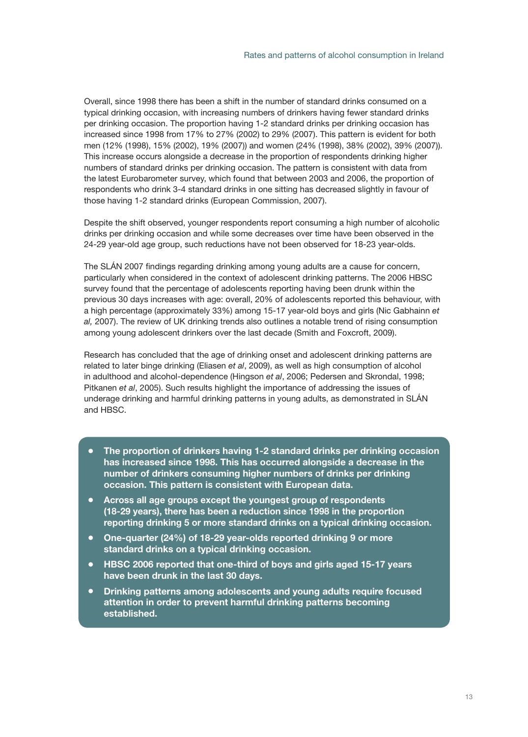Overall, since 1998 there has been a shift in the number of standard drinks consumed on a typical drinking occasion, with increasing numbers of drinkers having fewer standard drinks per drinking occasion. The proportion having 1-2 standard drinks per drinking occasion has increased since 1998 from 17% to 27% (2002) to 29% (2007). This pattern is evident for both men (12% (1998), 15% (2002), 19% (2007)) and women (24% (1998), 38% (2002), 39% (2007)). This increase occurs alongside a decrease in the proportion of respondents drinking higher numbers of standard drinks per drinking occasion. The pattern is consistent with data from the latest Eurobarometer survey, which found that between 2003 and 2006, the proportion of respondents who drink 3-4 standard drinks in one sitting has decreased slightly in favour of those having 1-2 standard drinks (European Commission, 2007).

Despite the shift observed, younger respondents report consuming a high number of alcoholic drinks per drinking occasion and while some decreases over time have been observed in the 24-29 year-old age group, such reductions have not been observed for 18-23 year-olds.

The SLÁN 2007 findings regarding drinking among young adults are a cause for concern, particularly when considered in the context of adolescent drinking patterns. The 2006 HBSC survey found that the percentage of adolescents reporting having been drunk within the previous 30 days increases with age: overall, 20% of adolescents reported this behaviour, with a high percentage (approximately 33%) among 15-17 year-old boys and girls (Nic Gabhainn *et al,* 2007). The review of UK drinking trends also outlines a notable trend of rising consumption among young adolescent drinkers over the last decade (Smith and Foxcroft, 2009).

Research has concluded that the age of drinking onset and adolescent drinking patterns are related to later binge drinking (Eliasen *et al*, 2009), as well as high consumption of alcohol in adulthood and alcohol-dependence (Hingson *et al*, 2006; Pedersen and Skrondal, 1998; Pitkanen *et al*, 2005). Such results highlight the importance of addressing the issues of underage drinking and harmful drinking patterns in young adults, as demonstrated in SLÁN and HBSC.

- **The proportion of drinkers having 1-2 standard drinks per drinking occasion has increased since 1998. This has occurred alongside a decrease in the number of drinkers consuming higher numbers of drinks per drinking occasion. This pattern is consistent with European data.**
- **Across all age groups except the youngest group of respondents (18-29 years), there has been a reduction since 1998 in the proportion reporting drinking 5 or more standard drinks on a typical drinking occasion.**
- **One-quarter (24%) of 18-29 year-olds reported drinking 9 or more standard drinks on a typical drinking occasion.**
- **HBSC 2006 reported that one-third of boys and girls aged 15-17 years have been drunk in the last 30 days.**
- **Drinking patterns among adolescents and young adults require focused attention in order to prevent harmful drinking patterns becoming established.**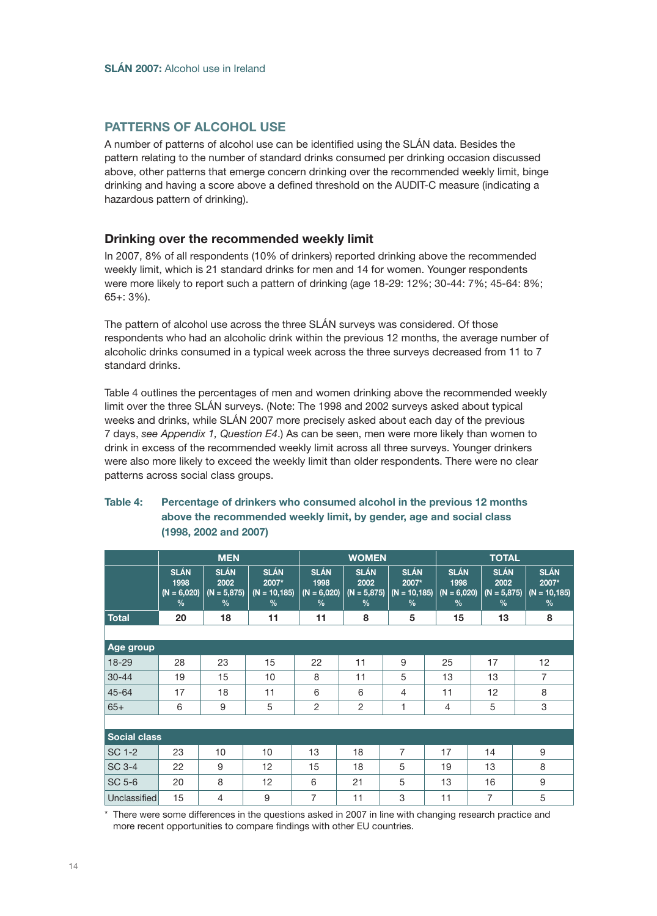## PATTERNS OF ALCOHOL USE

A number of patterns of alcohol use can be identified using the SLÁN data. Besides the pattern relating to the number of standard drinks consumed per drinking occasion discussed above, other patterns that emerge concern drinking over the recommended weekly limit, binge drinking and having a score above a defined threshold on the AUDIT-C measure (indicating a hazardous pattern of drinking).

### Drinking over the recommended weekly limit

In 2007, 8% of all respondents (10% of drinkers) reported drinking above the recommended weekly limit, which is 21 standard drinks for men and 14 for women. Younger respondents were more likely to report such a pattern of drinking (age 18-29: 12%; 30-44: 7%; 45-64: 8%; 65+: 3%).

The pattern of alcohol use across the three SLÁN surveys was considered. Of those respondents who had an alcoholic drink within the previous 12 months, the average number of alcoholic drinks consumed in a typical week across the three surveys decreased from 11 to 7 standard drinks.

Table 4 outlines the percentages of men and women drinking above the recommended weekly limit over the three SLÁN surveys. (Note: The 1998 and 2002 surveys asked about typical weeks and drinks, while SLÁN 2007 more precisely asked about each day of the previous 7 days, *see Appendix 1, Question E4*.) As can be seen, men were more likely than women to drink in excess of the recommended weekly limit across all three surveys. Younger drinkers were also more likely to exceed the weekly limit than older respondents. There were no clear patterns across social class groups.

**Table 4: Percentage of drinkers who consumed alcohol in the previous 12 months above the recommended weekly limit, by gender, age and social class (1998, 2002 and 2007)**

| | MEN | | | WOMEN | | | TOTAL | | |
|---|---|---|---|---|---|---|---|---|---|
| | SLÁN 1998 (N = 6,020) % | SLÁN 2002 (N = 5,875) % | SLÁN 2007* (N = 10,185) % | SLÁN 1998 (N = 6,020) % | SLÁN 2002 (N = 5,875) % | SLÁN 2007* (N = 10,185) % | SLÁN 1998 (N = 6,020) % | SLÁN 2002 (N = 5,875) % | SLÁN 2007* (N = 10,185) % |
| **Total** | **20** | **18** | **11** | **11** | **8** | **5** | **15** | **13** | **8** |
| **Age group** | | | | | | | | | |
| 18-29 | 28 | 23 | 15 | 22 | 11 | 9 | 25 | 17 | 12 |
| 30-44 | 19 | 15 | 10 | 8 | 11 | 5 | 13 | 13 | 7 |
| 45-64 | 17 | 18 | 11 | 6 | 6 | 4 | 11 | 12 | 8 |
| 65+ | 6 | 9 | 5 | 2 | 2 | 1 | 4 | 5 | 3 |
| **Social class** | | | | | | | | | |
| SC 1-2 | 23 | 10 | 10 | 13 | 18 | 7 | 17 | 14 | 9 |
| SC 3-4 | 22 | 9 | 12 | 15 | 18 | 5 | 19 | 13 | 8 |
| SC 5-6 | 20 | 8 | 12 | 6 | 21 | 5 | 13 | 16 | 9 |
| Unclassified | 15 | 4 | 9 | 7 | 11 | 3 | 11 | 7 | 5 |

* There were some differences in the questions asked in 2007 in line with changing research practice and more recent opportunities to compare findings with other EU countries.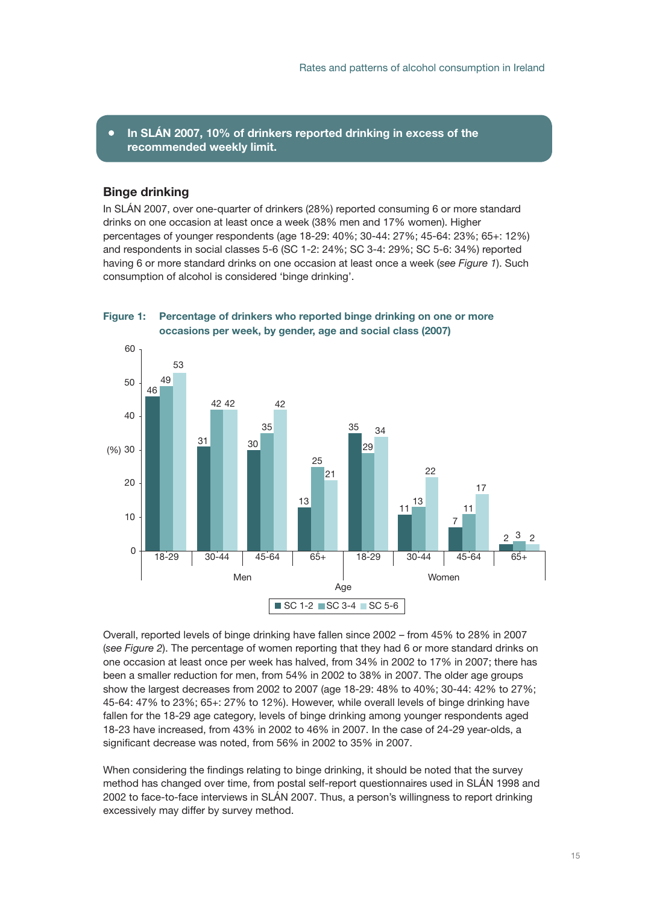- **In SLÁN 2007, 10% of drinkers reported drinking in excess of the recommended weekly limit.**

## Binge drinking

In SLÁN 2007, over one-quarter of drinkers (28%) reported consuming 6 or more standard drinks on one occasion at least once a week (38% men and 17% women). Higher percentages of younger respondents (age 18-29: 40%; 30-44: 27%; 45-64: 23%; 65+: 12%) and respondents in social classes 5-6 (SC 1-2: 24%; SC 3-4: 29%; SC 5-6: 34%) reported having 6 or more standard drinks on one occasion at least once a week (*see Figure 1*). Such consumption of alcohol is considered 'binge drinking'.

**Figure 1: Percentage of drinkers who reported binge drinking on one or more occasions per week, by gender, age and social class (2007)**

| Gender | Age | SC 1-2 | SC 3-4 | SC 5-6 |
|---|---|---|---|---|
| Men | 18-29 | 46 | 49 | 53 |
| Men | 30-44 | 31 | 42 | 42 |
| Men | 45-64 | 30 | 35 | 42 |
| Men | 65+ | 13 | 25 | 21 |
| Women | 18-29 | 35 | 29 | 34 |
| Women | 30-44 | 11 | 13 | 22 |
| Women | 45-64 | 7 | 11 | 17 |
| Women | 65+ | 2 | 3 | 2 |

Overall, reported levels of binge drinking have fallen since 2002 – from 45% to 28% in 2007 (*see Figure 2*). The percentage of women reporting that they had 6 or more standard drinks on one occasion at least once per week has halved, from 34% in 2002 to 17% in 2007; there has been a smaller reduction for men, from 54% in 2002 to 38% in 2007. The older age groups show the largest decreases from 2002 to 2007 (age 18-29: 48% to 40%; 30-44: 42% to 27%; 45-64: 47% to 23%; 65+: 27% to 12%). However, while overall levels of binge drinking have fallen for the 18-29 age category, levels of binge drinking among younger respondents aged 18-23 have increased, from 43% in 2002 to 46% in 2007. In the case of 24-29 year-olds, a significant decrease was noted, from 56% in 2002 to 35% in 2007.

When considering the findings relating to binge drinking, it should be noted that the survey method has changed over time, from postal self-report questionnaires used in SLÁN 1998 and 2002 to face-to-face interviews in SLÁN 2007. Thus, a person's willingness to report drinking excessively may differ by survey method.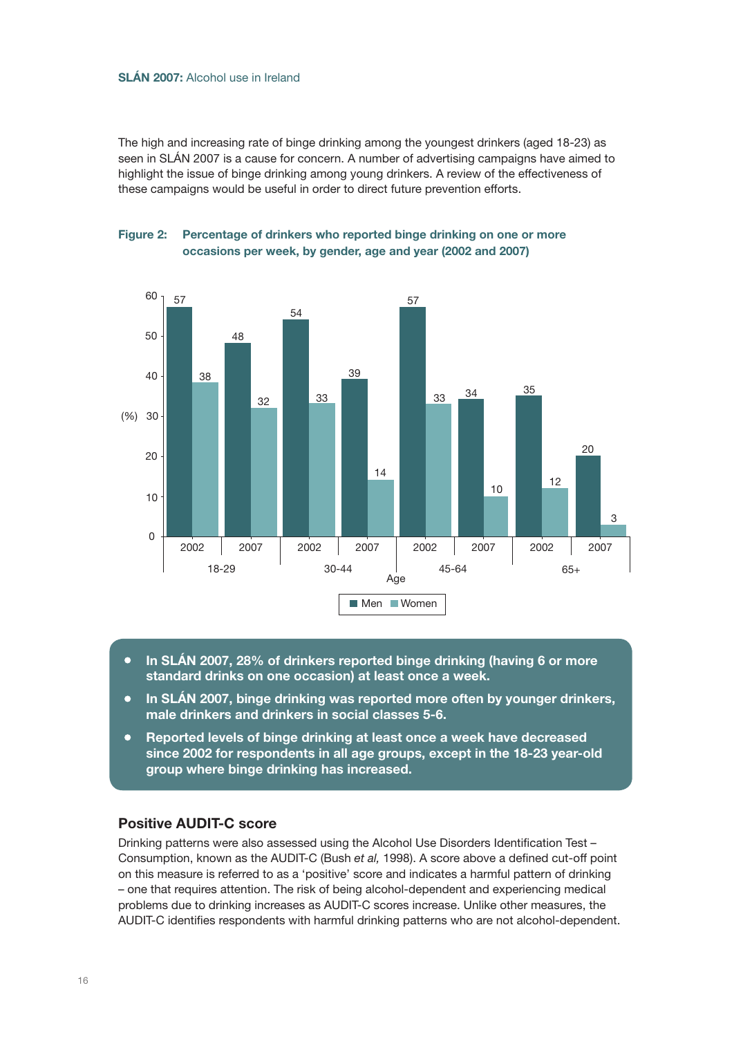The high and increasing rate of binge drinking among the youngest drinkers (aged 18-23) as seen in SLÁN 2007 is a cause for concern. A number of advertising campaigns have aimed to highlight the issue of binge drinking among young drinkers. A review of the effectiveness of these campaigns would be useful in order to direct future prevention efforts.

**Figure 2: Percentage of drinkers who reported binge drinking on one or more occasions per week, by gender, age and year (2002 and 2007)**

(%)
60
50
40
30
20
10
0

57 38 48 32 54 33 39 14 57 33 34 10 35 12 20 3

2002 2007 2002 2007 2002 2007 2002 2007
18-29 30-44 45-64 65+
Age

Men Women

- **In SLÁN 2007, 28% of drinkers reported binge drinking (having 6 or more standard drinks on one occasion) at least once a week.**
- **In SLÁN 2007, binge drinking was reported more often by younger drinkers, male drinkers and drinkers in social classes 5-6.**
- **Reported levels of binge drinking at least once a week have decreased since 2002 for respondents in all age groups, except in the 18-23 year-old group where binge drinking has increased.**

### Positive AUDIT-C score

Drinking patterns were also assessed using the Alcohol Use Disorders Identification Test – Consumption, known as the AUDIT-C (Bush *et al,* 1998). A score above a defined cut-off point on this measure is referred to as a 'positive' score and indicates a harmful pattern of drinking – one that requires attention. The risk of being alcohol-dependent and experiencing medical problems due to drinking increases as AUDIT-C scores increase. Unlike other measures, the AUDIT-C identifies respondents with harmful drinking patterns who are not alcohol-dependent.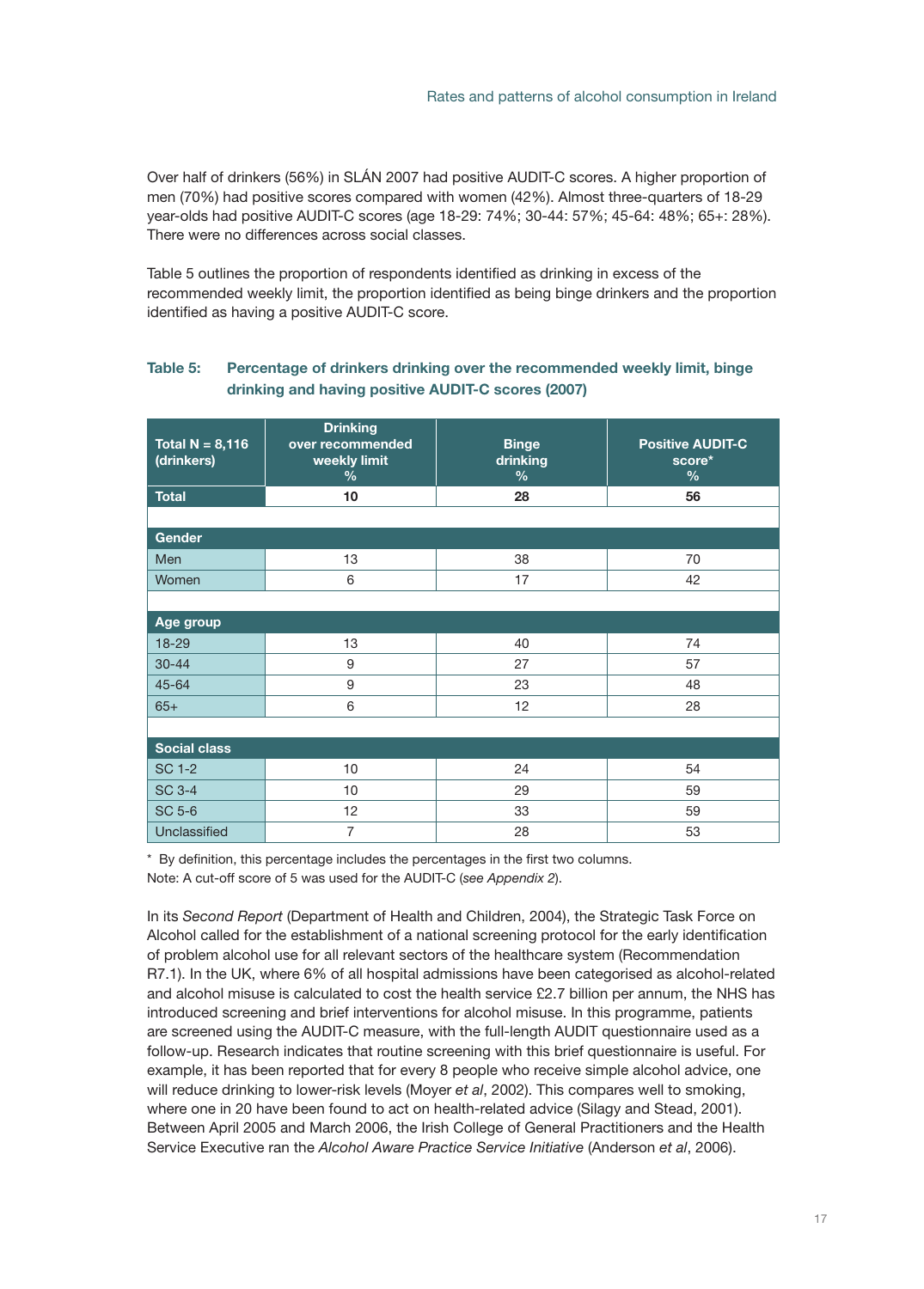Over half of drinkers (56%) in SLÁN 2007 had positive AUDIT-C scores. A higher proportion of men (70%) had positive scores compared with women (42%). Almost three-quarters of 18-29 year-olds had positive AUDIT-C scores (age 18-29: 74%; 30-44: 57%; 45-64: 48%; 65+: 28%). There were no differences across social classes.

Table 5 outlines the proportion of respondents identified as drinking in excess of the recommended weekly limit, the proportion identified as being binge drinkers and the proportion identified as having a positive AUDIT-C score.

**Table 5: Percentage of drinkers drinking over the recommended weekly limit, binge drinking and having positive AUDIT-C scores (2007)**

| Total N = 8,116 (drinkers) | Drinking over recommended weekly limit % | Binge drinking % | Positive AUDIT-C score* % |
|---|---|---|---|
| **Total** | **10** | **28** | **56** |
| | | | |
| **Gender** | | | |
| Men | 13 | 38 | 70 |
| Women | 6 | 17 | 42 |
| | | | |
| **Age group** | | | |
| 18-29 | 13 | 40 | 74 |
| 30-44 | 9 | 27 | 57 |
| 45-64 | 9 | 23 | 48 |
| 65+ | 6 | 12 | 28 |
| | | | |
| **Social class** | | | |
| SC 1-2 | 10 | 24 | 54 |
| SC 3-4 | 10 | 29 | 59 |
| SC 5-6 | 12 | 33 | 59 |
| Unclassified | 7 | 28 | 53 |

\* By definition, this percentage includes the percentages in the first two columns.
Note: A cut-off score of 5 was used for the AUDIT-C (*see Appendix 2*).

In its *Second Report* (Department of Health and Children, 2004), the Strategic Task Force on Alcohol called for the establishment of a national screening protocol for the early identification of problem alcohol use for all relevant sectors of the healthcare system (Recommendation R7.1). In the UK, where 6% of all hospital admissions have been categorised as alcohol-related and alcohol misuse is calculated to cost the health service £2.7 billion per annum, the NHS has introduced screening and brief interventions for alcohol misuse. In this programme, patients are screened using the AUDIT-C measure, with the full-length AUDIT questionnaire used as a follow-up. Research indicates that routine screening with this brief questionnaire is useful. For example, it has been reported that for every 8 people who receive simple alcohol advice, one will reduce drinking to lower-risk levels (Moyer *et al*, 2002). This compares well to smoking, where one in 20 have been found to act on health-related advice (Silagy and Stead, 2001). Between April 2005 and March 2006, the Irish College of General Practitioners and the Health Service Executive ran the *Alcohol Aware Practice Service Initiative* (Anderson *et al*, 2006).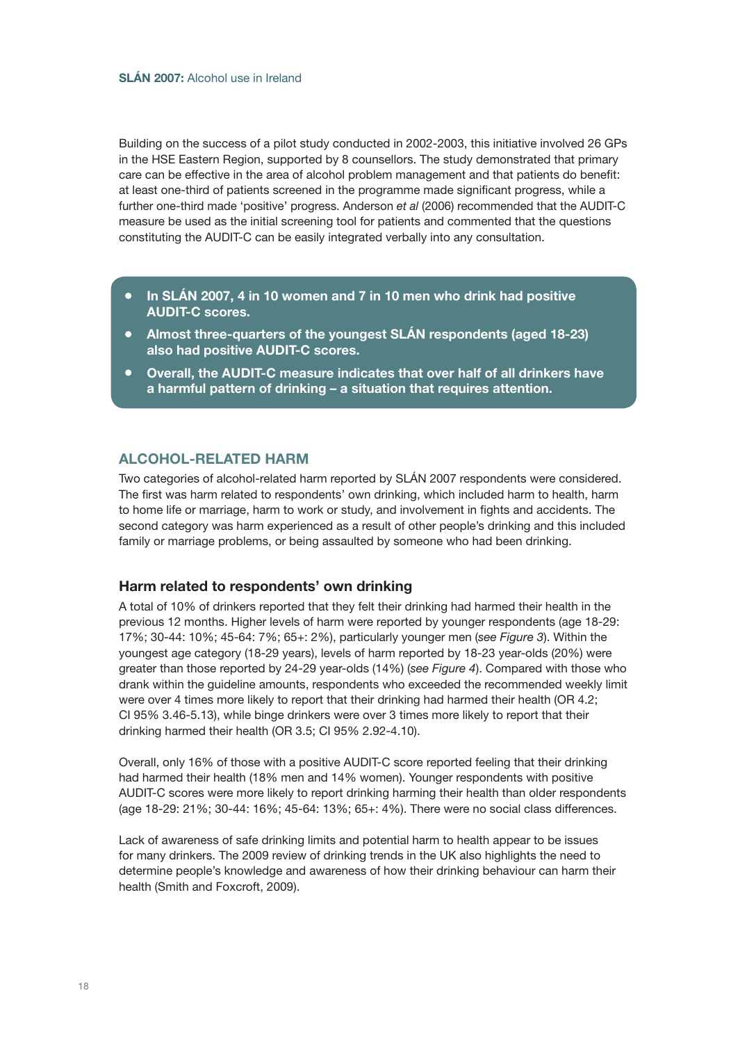Building on the success of a pilot study conducted in 2002-2003, this initiative involved 26 GPs in the HSE Eastern Region, supported by 8 counsellors. The study demonstrated that primary care can be effective in the area of alcohol problem management and that patients do benefit: at least one-third of patients screened in the programme made significant progress, while a further one-third made 'positive' progress. Anderson *et al* (2006) recommended that the AUDIT-C measure be used as the initial screening tool for patients and commented that the questions constituting the AUDIT-C can be easily integrated verbally into any consultation.

- **In SLÁN 2007, 4 in 10 women and 7 in 10 men who drink had positive AUDIT-C scores.**
- **Almost three-quarters of the youngest SLÁN respondents (aged 18-23) also had positive AUDIT-C scores.**
- **Overall, the AUDIT-C measure indicates that over half of all drinkers have a harmful pattern of drinking – a situation that requires attention.**

## ALCOHOL-RELATED HARM

Two categories of alcohol-related harm reported by SLÁN 2007 respondents were considered. The first was harm related to respondents' own drinking, which included harm to health, harm to home life or marriage, harm to work or study, and involvement in fights and accidents. The second category was harm experienced as a result of other people's drinking and this included family or marriage problems, or being assaulted by someone who had been drinking.

### Harm related to respondents' own drinking

A total of 10% of drinkers reported that they felt their drinking had harmed their health in the previous 12 months. Higher levels of harm were reported by younger respondents (age 18-29: 17%; 30-44: 10%; 45-64: 7%; 65+: 2%), particularly younger men (*see Figure 3*). Within the youngest age category (18-29 years), levels of harm reported by 18-23 year-olds (20%) were greater than those reported by 24-29 year-olds (14%) (*see Figure 4*). Compared with those who drank within the guideline amounts, respondents who exceeded the recommended weekly limit were over 4 times more likely to report that their drinking had harmed their health (OR 4.2; CI 95% 3.46-5.13), while binge drinkers were over 3 times more likely to report that their drinking harmed their health (OR 3.5; CI 95% 2.92-4.10).

Overall, only 16% of those with a positive AUDIT-C score reported feeling that their drinking had harmed their health (18% men and 14% women). Younger respondents with positive AUDIT-C scores were more likely to report drinking harming their health than older respondents (age 18-29: 21%; 30-44: 16%; 45-64: 13%; 65+: 4%). There were no social class differences.

Lack of awareness of safe drinking limits and potential harm to health appear to be issues for many drinkers. The 2009 review of drinking trends in the UK also highlights the need to determine people's knowledge and awareness of how their drinking behaviour can harm their health (Smith and Foxcroft, 2009).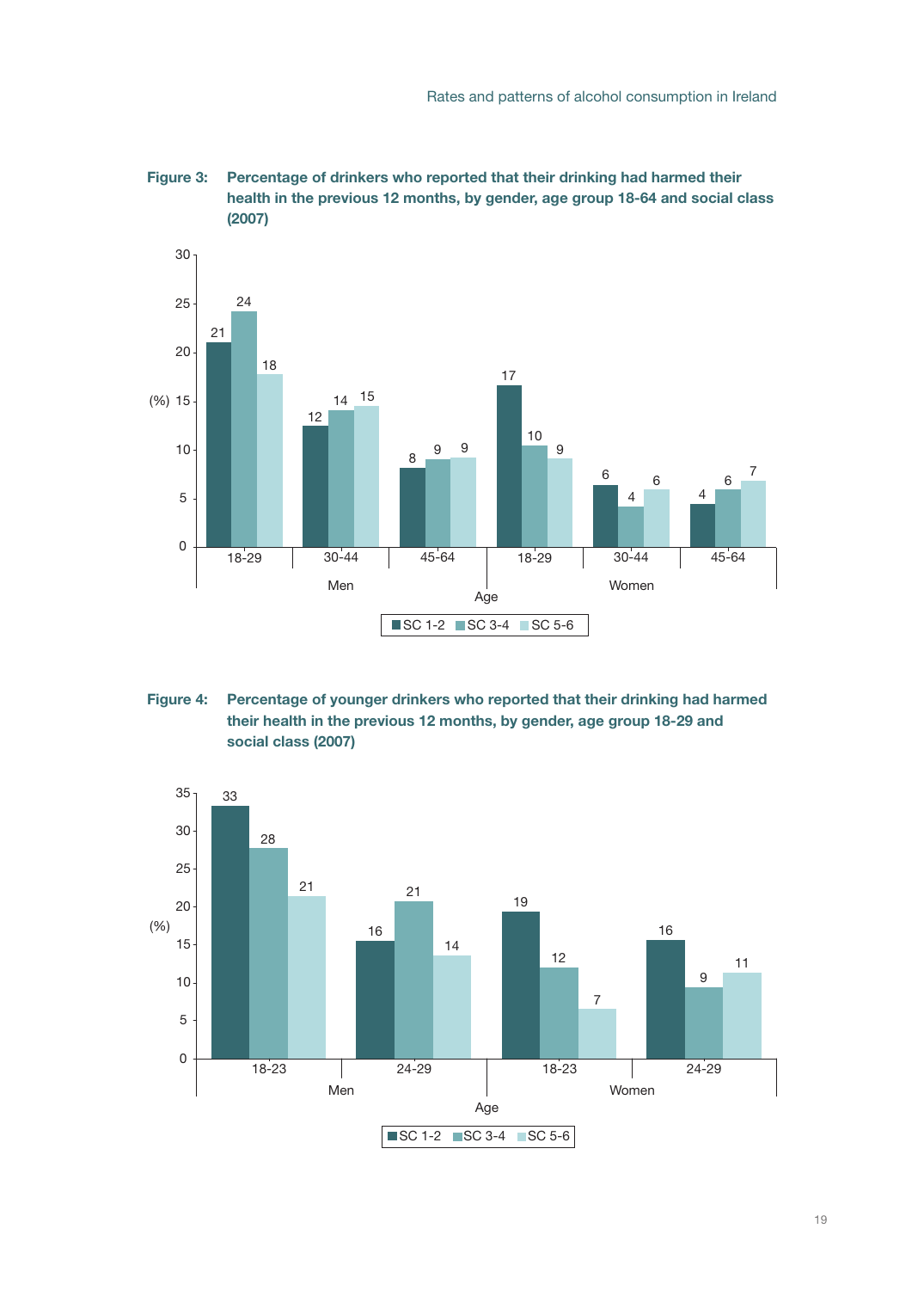**Figure 3: Percentage of drinkers who reported that their drinking had harmed their health in the previous 12 months, by gender, age group 18-64 and social class (2007)**

30
25
20
(%) 15
10
5
0

21 24 18
12 14 15
8 9 9
17 10 9
6 4 6
4 6 7

18-29 30-44 45-64 18-29 30-44 45-64

Men Women

Age

SC 1-2 SC 3-4 SC 5-6

**Figure 4: Percentage of younger drinkers who reported that their drinking had harmed their health in the previous 12 months, by gender, age group 18-29 and social class (2007)**

35
30
25
20
(%)
15
10
5
0

33 28 21
16 21 14
19 12 7
16 9 11

18-23 24-29 18-23 24-29

Men Women

Age

SC 1-2 SC 3-4 SC 5-6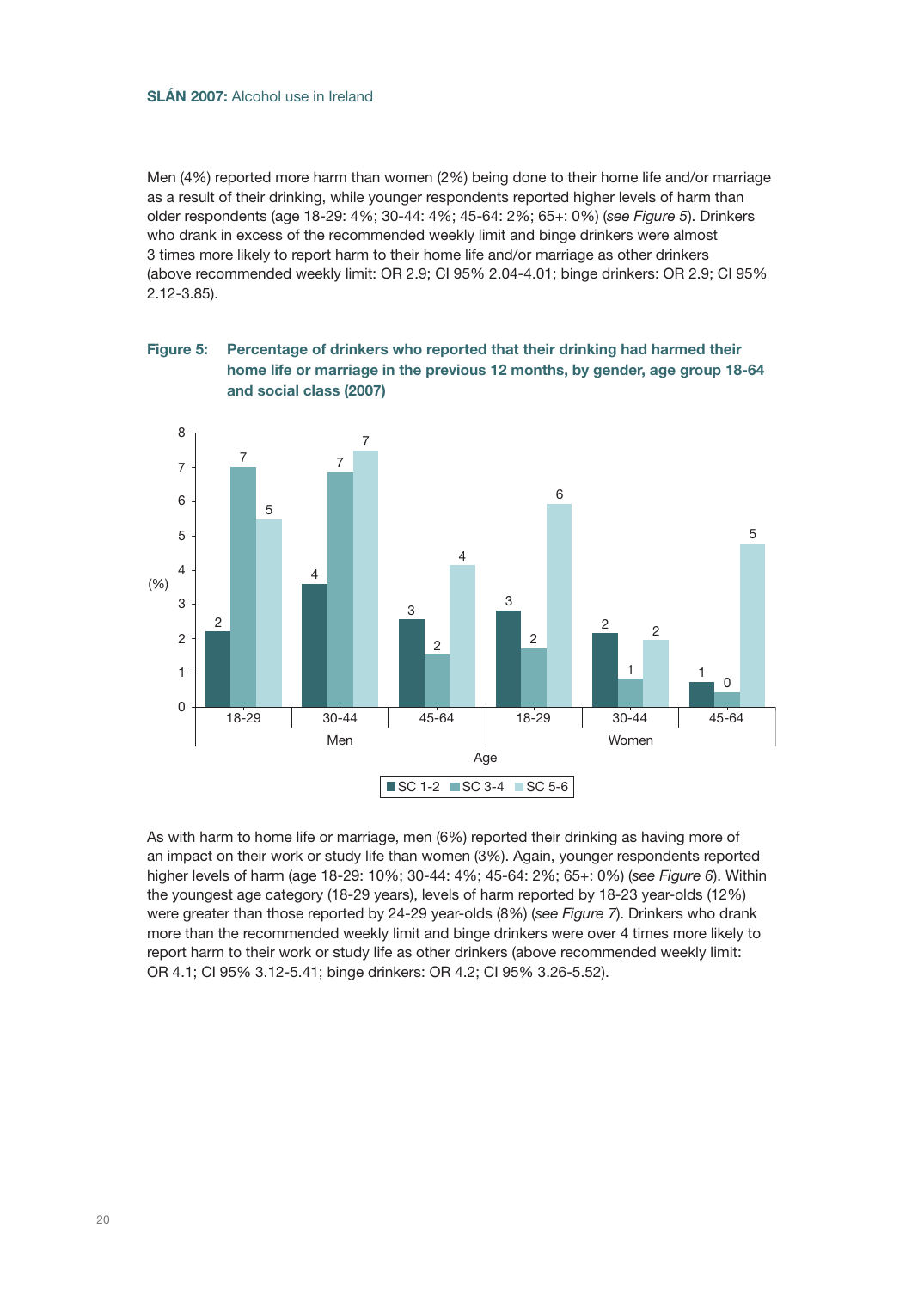Men (4%) reported more harm than women (2%) being done to their home life and/or marriage as a result of their drinking, while younger respondents reported higher levels of harm than older respondents (age 18-29: 4%; 30-44: 4%; 45-64: 2%; 65+: 0%) (*see Figure 5*). Drinkers who drank in excess of the recommended weekly limit and binge drinkers were almost 3 times more likely to report harm to their home life and/or marriage as other drinkers (above recommended weekly limit: OR 2.9; CI 95% 2.04-4.01; binge drinkers: OR 2.9; CI 95% 2.12-3.85).

**Figure 5: Percentage of drinkers who reported that their drinking had harmed their home life or marriage in the previous 12 months, by gender, age group 18-64 and social class (2007)**

(%)
0 1 2 3 4 5 6 7 8

Men: 18-29: 2, 7, 5; 30-44: 4, 7, 7; 45-64: 3, 2, 4
Women: 18-29: 3, 2, 6; 30-44: 2, 1, 2; 45-64: 1, 0, 5

Age

SC 1-2 SC 3-4 SC 5-6

As with harm to home life or marriage, men (6%) reported their drinking as having more of an impact on their work or study life than women (3%). Again, younger respondents reported higher levels of harm (age 18-29: 10%; 30-44: 4%; 45-64: 2%; 65+: 0%) (*see Figure 6*). Within the youngest age category (18-29 years), levels of harm reported by 18-23 year-olds (12%) were greater than those reported by 24-29 year-olds (8%) (*see Figure 7*). Drinkers who drank more than the recommended weekly limit and binge drinkers were over 4 times more likely to report harm to their work or study life as other drinkers (above recommended weekly limit: OR 4.1; CI 95% 3.12-5.41; binge drinkers: OR 4.2; CI 95% 3.26-5.52).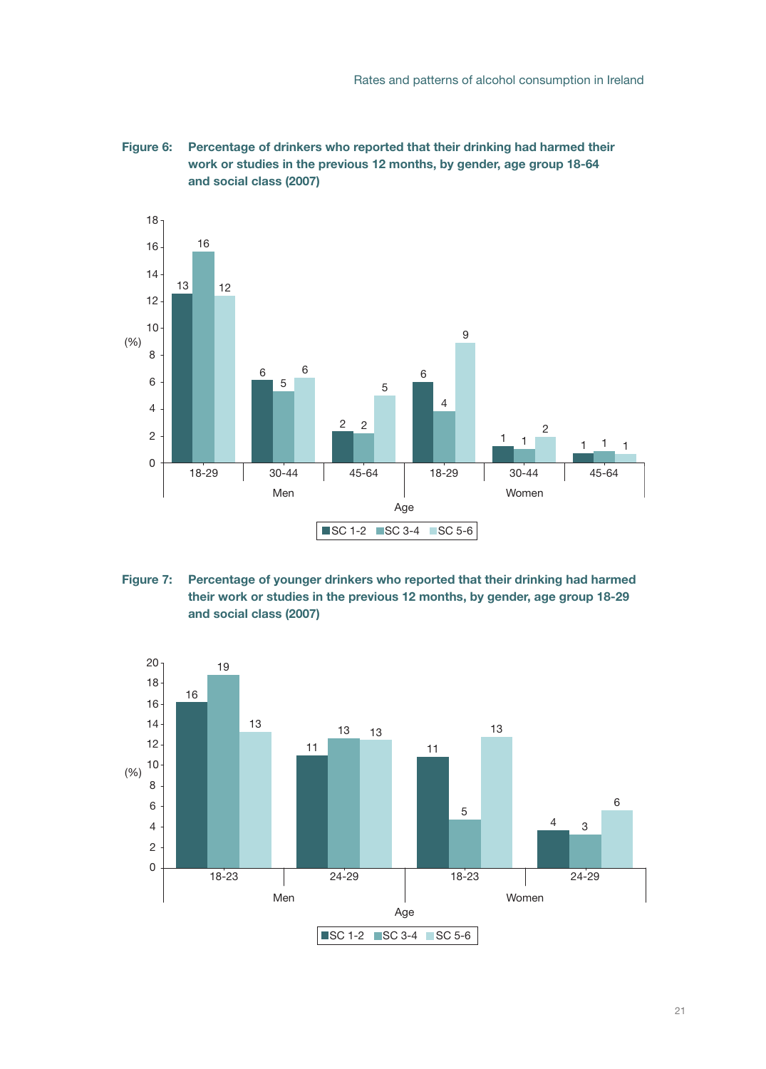**Figure 6: Percentage of drinkers who reported that their drinking had harmed their work or studies in the previous 12 months, by gender, age group 18-64 and social class (2007)**

| Gender | Age | SC 1-2 | SC 3-4 | SC 5-6 |
|---|---|---|---|---|
| Men | 18-29 | 13 | 16 | 12 |
| Men | 30-44 | 6 | 5 | 6 |
| Men | 45-64 | 2 | 2 | 5 |
| Women | 18-29 | 6 | 4 | 9 |
| Women | 30-44 | 1 | 1 | 2 |
| Women | 45-64 | 1 | 1 | 1 |

**Figure 7: Percentage of younger drinkers who reported that their drinking had harmed their work or studies in the previous 12 months, by gender, age group 18-29 and social class (2007)**

| Gender | Age | SC 1-2 | SC 3-4 | SC 5-6 |
|---|---|---|---|---|
| Men | 18-23 | 16 | 19 | 13 |
| Men | 24-29 | 11 | 13 | 13 |
| Women | 18-23 | 11 | 5 | 13 |
| Women | 24-29 | 4 | 3 | 6 |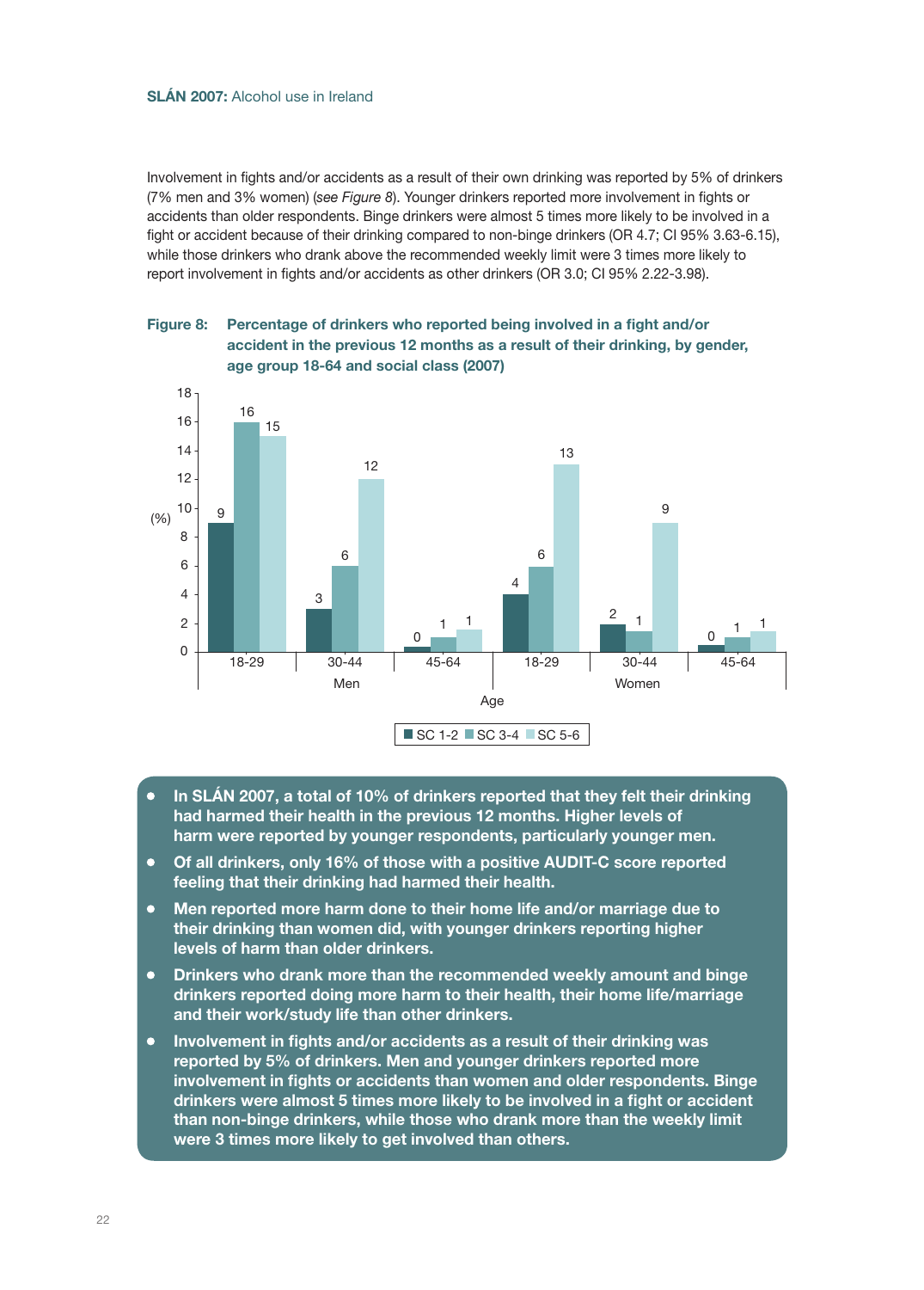Involvement in fights and/or accidents as a result of their own drinking was reported by 5% of drinkers (7% men and 3% women) (*see Figure 8*). Younger drinkers reported more involvement in fights or accidents than older respondents. Binge drinkers were almost 5 times more likely to be involved in a fight or accident because of their drinking compared to non-binge drinkers (OR 4.7; CI 95% 3.63-6.15), while those drinkers who drank above the recommended weekly limit were 3 times more likely to report involvement in fights and/or accidents as other drinkers (OR 3.0; CI 95% 2.22-3.98).

**Figure 8: Percentage of drinkers who reported being involved in a fight and/or accident in the previous 12 months as a result of their drinking, by gender, age group 18-64 and social class (2007)**

(%)
0 2 4 6 8 10 12 14 16 18

9 16 15
3 6 12
0 1 1
4 6 13
2 1 9
0 1 1

18-29 30-44 45-64 18-29 30-44 45-64
Men Women
Age

SC 1-2 SC 3-4 SC 5-6

- **In SLÁN 2007, a total of 10% of drinkers reported that they felt their drinking had harmed their health in the previous 12 months. Higher levels of harm were reported by younger respondents, particularly younger men.**
- **Of all drinkers, only 16% of those with a positive AUDIT-C score reported feeling that their drinking had harmed their health.**
- **Men reported more harm done to their home life and/or marriage due to their drinking than women did, with younger drinkers reporting higher levels of harm than older drinkers.**
- **Drinkers who drank more than the recommended weekly amount and binge drinkers reported doing more harm to their health, their home life/marriage and their work/study life than other drinkers.**
- **Involvement in fights and/or accidents as a result of their drinking was reported by 5% of drinkers. Men and younger drinkers reported more involvement in fights or accidents than women and older respondents. Binge drinkers were almost 5 times more likely to be involved in a fight or accident than non-binge drinkers, while those who drank more than the weekly limit were 3 times more likely to get involved than others.**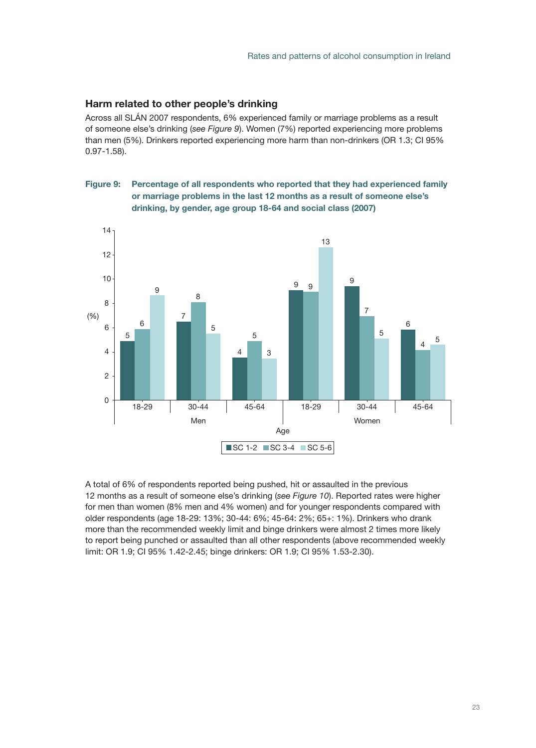## Harm related to other people's drinking

Across all SLÁN 2007 respondents, 6% experienced family or marriage problems as a result of someone else's drinking (*see Figure 9*). Women (7%) reported experiencing more problems than men (5%). Drinkers reported experiencing more harm than non-drinkers (OR 1.3; CI 95% 0.97-1.58).

**Figure 9: Percentage of all respondents who reported that they had experienced family or marriage problems in the last 12 months as a result of someone else's drinking, by gender, age group 18-64 and social class (2007)**

(%)
14
12
10
8
6
4
2
0

5 6 9
7 8 5
4 5 3
9 9 13
9 7 5
6 4 5

18-29 30-44 45-64 18-29 30-44 45-64
Men Women
Age

SC 1-2 SC 3-4 SC 5-6

A total of 6% of respondents reported being pushed, hit or assaulted in the previous 12 months as a result of someone else's drinking (*see Figure 10*). Reported rates were higher for men than women (8% men and 4% women) and for younger respondents compared with older respondents (age 18-29: 13%; 30-44: 6%; 45-64: 2%; 65+: 1%). Drinkers who drank more than the recommended weekly limit and binge drinkers were almost 2 times more likely to report being punched or assaulted than all other respondents (above recommended weekly limit: OR 1.9; CI 95% 1.42-2.45; binge drinkers: OR 1.9; CI 95% 1.53-2.30).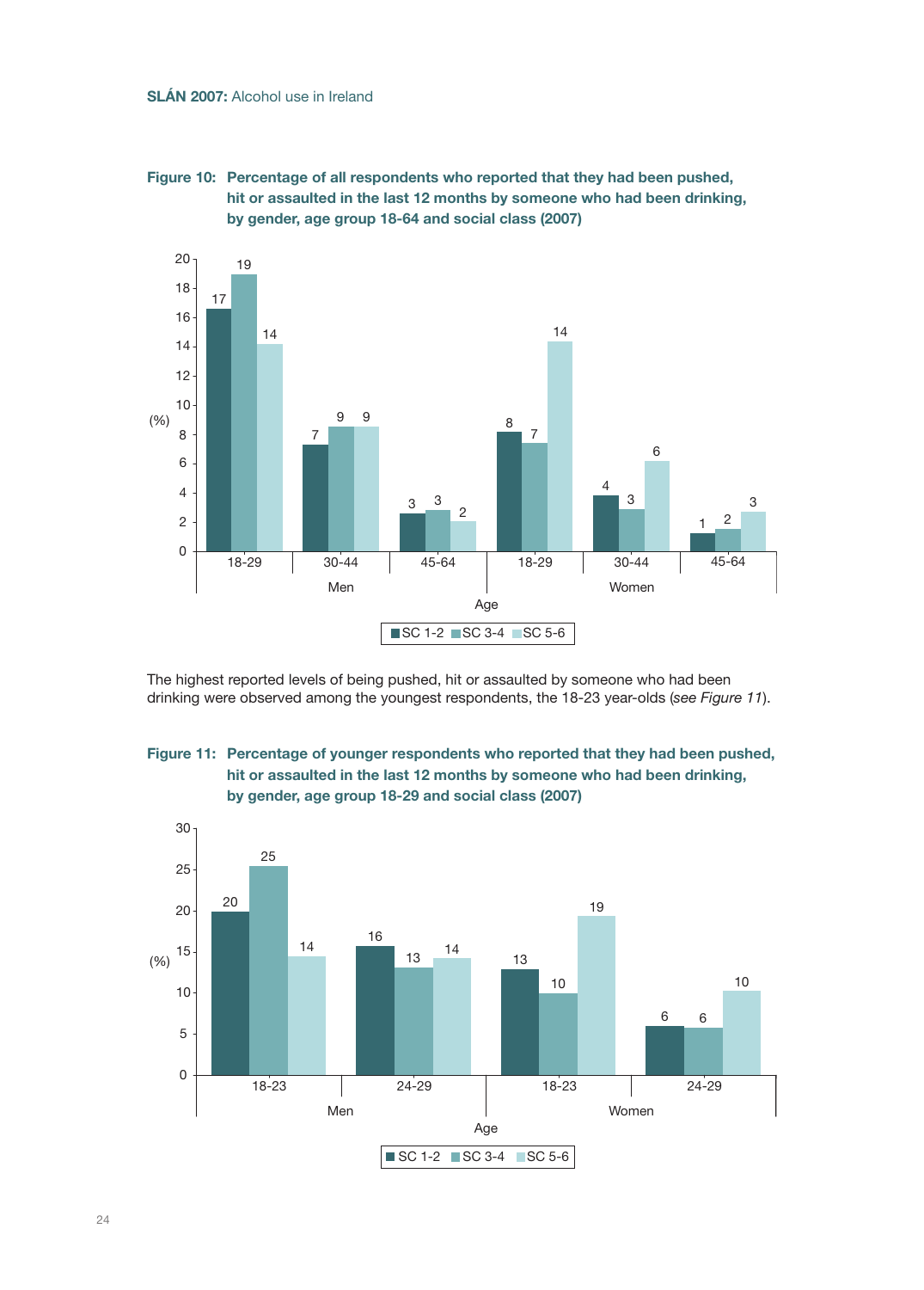**Figure 10: Percentage of all respondents who reported that they had been pushed, hit or assaulted in the last 12 months by someone who had been drinking, by gender, age group 18-64 and social class (2007)**

(%)
20
18
16
14
12
10
8
6
4
2
0

17 19 14
7 9 9
3 3 2
8 7 14
4 3 6
1 2 3

18-29 30-44 45-64 18-29 30-44 45-64
Men Women
Age

SC 1-2 SC 3-4 SC 5-6

The highest reported levels of being pushed, hit or assaulted by someone who had been drinking were observed among the youngest respondents, the 18-23 year-olds (*see Figure 11*).

**Figure 11: Percentage of younger respondents who reported that they had been pushed, hit or assaulted in the last 12 months by someone who had been drinking, by gender, age group 18-29 and social class (2007)**

(%)
30
25
20
15
10
5
0

20 25 14
16 13 14
13 10 19
6 6 10

18-23 24-29 18-23 24-29
Men Women
Age

SC 1-2 SC 3-4 SC 5-6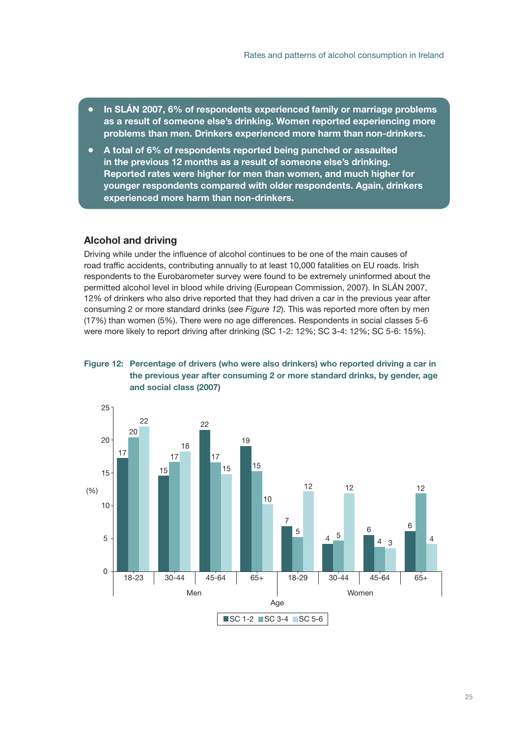- **In SLÁN 2007, 6% of respondents experienced family or marriage problems as a result of someone else's drinking. Women reported experiencing more problems than men. Drinkers experienced more harm than non-drinkers.**
- **A total of 6% of respondents reported being punched or assaulted in the previous 12 months as a result of someone else's drinking. Reported rates were higher for men than women, and much higher for younger respondents compared with older respondents. Again, drinkers experienced more harm than non-drinkers.**

## Alcohol and driving

Driving while under the influence of alcohol continues to be one of the main causes of road traffic accidents, contributing annually to at least 10,000 fatalities on EU roads. Irish respondents to the Eurobarometer survey were found to be extremely uninformed about the permitted alcohol level in blood while driving (European Commission, 2007). In SLÁN 2007, 12% of drinkers who also drive reported that they had driven a car in the previous year after consuming 2 or more standard drinks (*see Figure 12*). This was reported more often by men (17%) than women (5%). There were no age differences. Respondents in social classes 5-6 were more likely to report driving after drinking (SC 1-2: 12%; SC 3-4: 12%; SC 5-6: 15%).

**Figure 12: Percentage of drivers (who were also drinkers) who reported driving a car in the previous year after consuming 2 or more standard drinks, by gender, age and social class (2007)**

(%)
0
5
10
15
20
25

17 20 22
15 17 18
22 17 15
19 15 10
7 5 12
4 5 12
6 4 3
6 12 4

18-23
30-44
45-64
65+
Men

18-29
30-44
45-64
65+
Women

Age

SC 1-2 SC 3-4 SC 5-6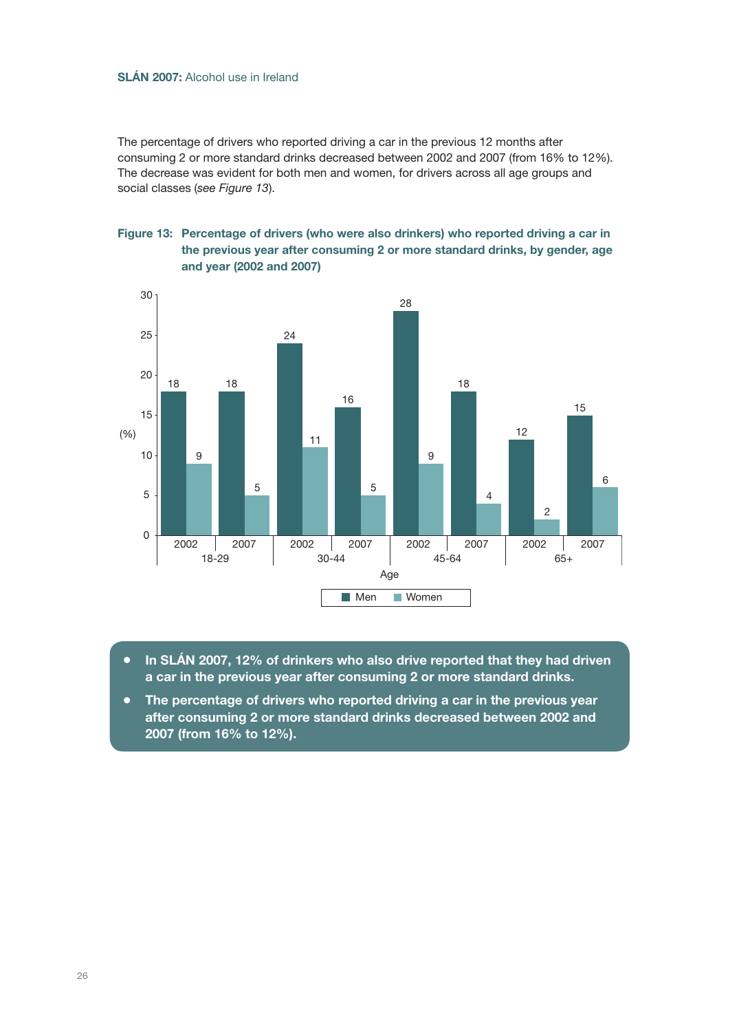The percentage of drivers who reported driving a car in the previous 12 months after consuming 2 or more standard drinks decreased between 2002 and 2007 (from 16% to 12%). The decrease was evident for both men and women, for drivers across all age groups and social classes (*see Figure 13*).

**Figure 13: Percentage of drivers (who were also drinkers) who reported driving a car in the previous year after consuming 2 or more standard drinks, by gender, age and year (2002 and 2007)**

(%)
30
25
20
15
10
5
0

18 9 18 5 24 11 16 5 28 9 18 4 12 2 15 6

2002 2007 2002 2007 2002 2007 2002 2007
18-29 30-44 45-64 65+
Age

Men Women

- **In SLÁN 2007, 12% of drinkers who also drive reported that they had driven a car in the previous year after consuming 2 or more standard drinks.**
- **The percentage of drivers who reported driving a car in the previous year after consuming 2 or more standard drinks decreased between 2002 and 2007 (from 16% to 12%).**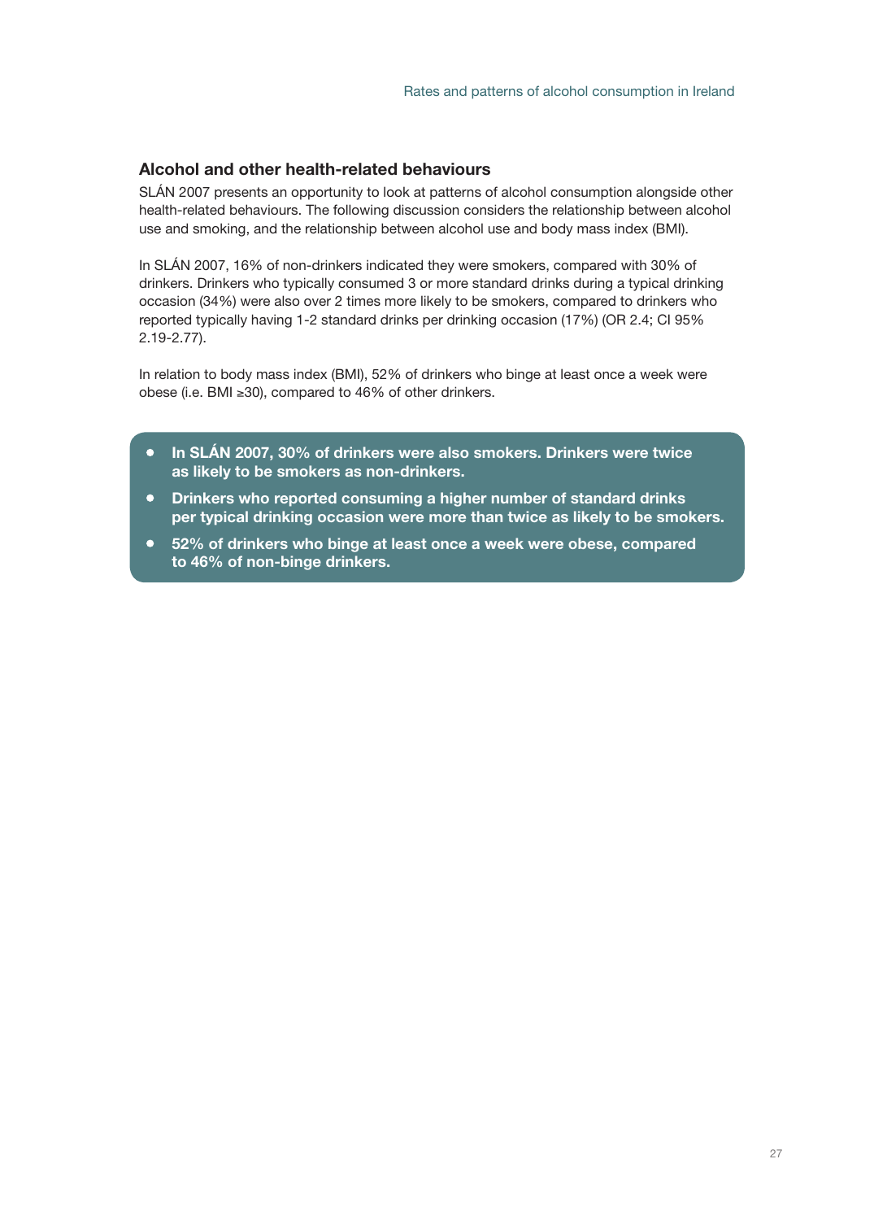## Alcohol and other health-related behaviours

SLÁN 2007 presents an opportunity to look at patterns of alcohol consumption alongside other health-related behaviours. The following discussion considers the relationship between alcohol use and smoking, and the relationship between alcohol use and body mass index (BMI).

In SLÁN 2007, 16% of non-drinkers indicated they were smokers, compared with 30% of drinkers. Drinkers who typically consumed 3 or more standard drinks during a typical drinking occasion (34%) were also over 2 times more likely to be smokers, compared to drinkers who reported typically having 1-2 standard drinks per drinking occasion (17%) (OR 2.4; CI 95% 2.19-2.77).

In relation to body mass index (BMI), 52% of drinkers who binge at least once a week were obese (i.e. BMI ≥30), compared to 46% of other drinkers.

- **In SLÁN 2007, 30% of drinkers were also smokers. Drinkers were twice as likely to be smokers as non-drinkers.**
- **Drinkers who reported consuming a higher number of standard drinks per typical drinking occasion were more than twice as likely to be smokers.**
- **52% of drinkers who binge at least once a week were obese, compared to 46% of non-binge drinkers.**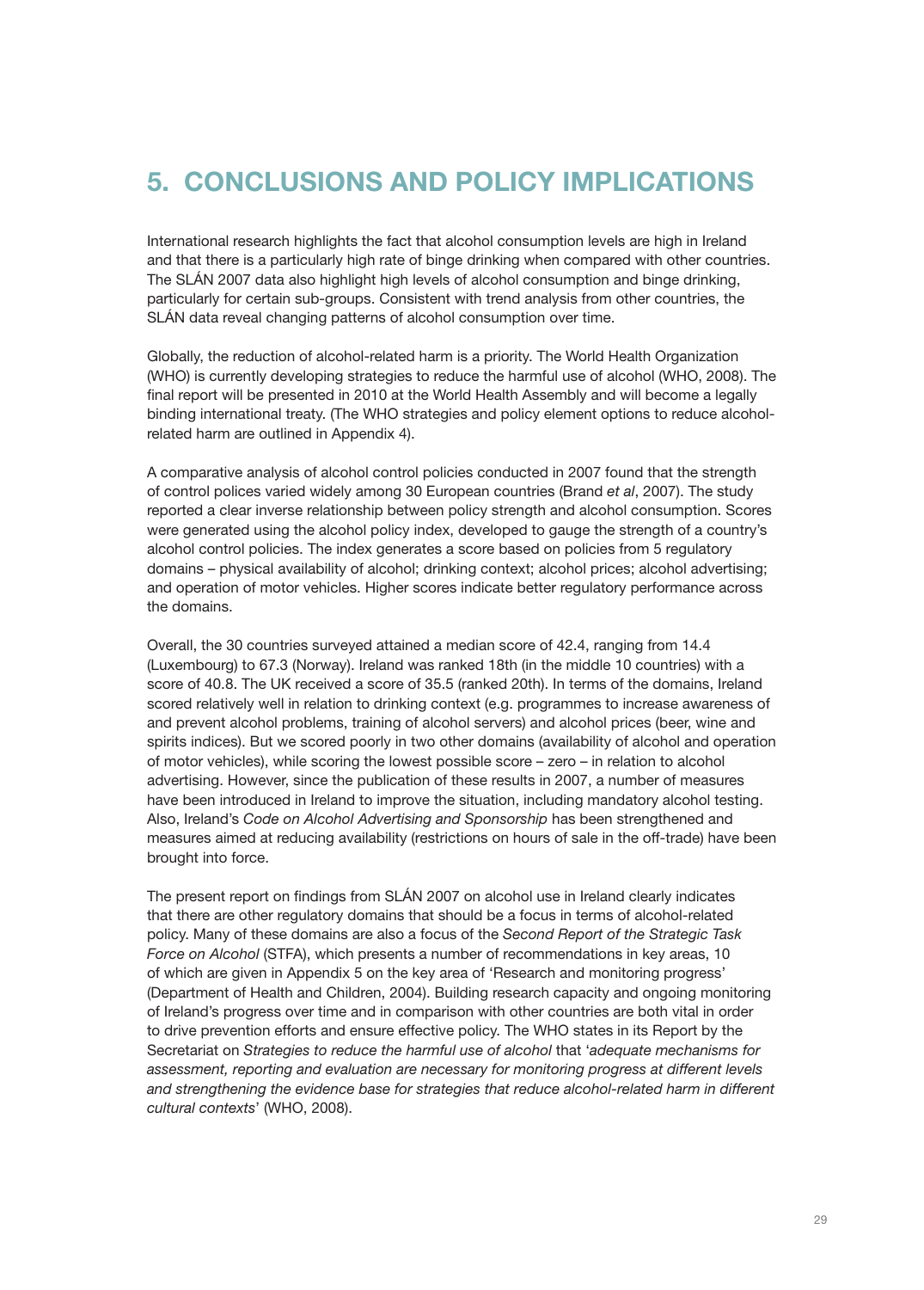# 5. CONCLUSIONS AND POLICY IMPLICATIONS

International research highlights the fact that alcohol consumption levels are high in Ireland and that there is a particularly high rate of binge drinking when compared with other countries. The SLÁN 2007 data also highlight high levels of alcohol consumption and binge drinking, particularly for certain sub-groups. Consistent with trend analysis from other countries, the SLÁN data reveal changing patterns of alcohol consumption over time.

Globally, the reduction of alcohol-related harm is a priority. The World Health Organization (WHO) is currently developing strategies to reduce the harmful use of alcohol (WHO, 2008). The final report will be presented in 2010 at the World Health Assembly and will become a legally binding international treaty. (The WHO strategies and policy element options to reduce alcohol-related harm are outlined in Appendix 4).

A comparative analysis of alcohol control policies conducted in 2007 found that the strength of control polices varied widely among 30 European countries (Brand *et al*, 2007). The study reported a clear inverse relationship between policy strength and alcohol consumption. Scores were generated using the alcohol policy index, developed to gauge the strength of a country's alcohol control policies. The index generates a score based on policies from 5 regulatory domains – physical availability of alcohol; drinking context; alcohol prices; alcohol advertising; and operation of motor vehicles. Higher scores indicate better regulatory performance across the domains.

Overall, the 30 countries surveyed attained a median score of 42.4, ranging from 14.4 (Luxembourg) to 67.3 (Norway). Ireland was ranked 18th (in the middle 10 countries) with a score of 40.8. The UK received a score of 35.5 (ranked 20th). In terms of the domains, Ireland scored relatively well in relation to drinking context (e.g. programmes to increase awareness of and prevent alcohol problems, training of alcohol servers) and alcohol prices (beer, wine and spirits indices). But we scored poorly in two other domains (availability of alcohol and operation of motor vehicles), while scoring the lowest possible score – zero – in relation to alcohol advertising. However, since the publication of these results in 2007, a number of measures have been introduced in Ireland to improve the situation, including mandatory alcohol testing. Also, Ireland's *Code on Alcohol Advertising and Sponsorship* has been strengthened and measures aimed at reducing availability (restrictions on hours of sale in the off-trade) have been brought into force.

The present report on findings from SLÁN 2007 on alcohol use in Ireland clearly indicates that there are other regulatory domains that should be a focus in terms of alcohol-related policy. Many of these domains are also a focus of the *Second Report of the Strategic Task Force on Alcohol* (STFA), which presents a number of recommendations in key areas, 10 of which are given in Appendix 5 on the key area of 'Research and monitoring progress' (Department of Health and Children, 2004). Building research capacity and ongoing monitoring of Ireland's progress over time and in comparison with other countries are both vital in order to drive prevention efforts and ensure effective policy. The WHO states in its Report by the Secretariat on *Strategies to reduce the harmful use of alcohol* that '*adequate mechanisms for assessment, reporting and evaluation are necessary for monitoring progress at different levels and strengthening the evidence base for strategies that reduce alcohol-related harm in different cultural contexts*' (WHO, 2008).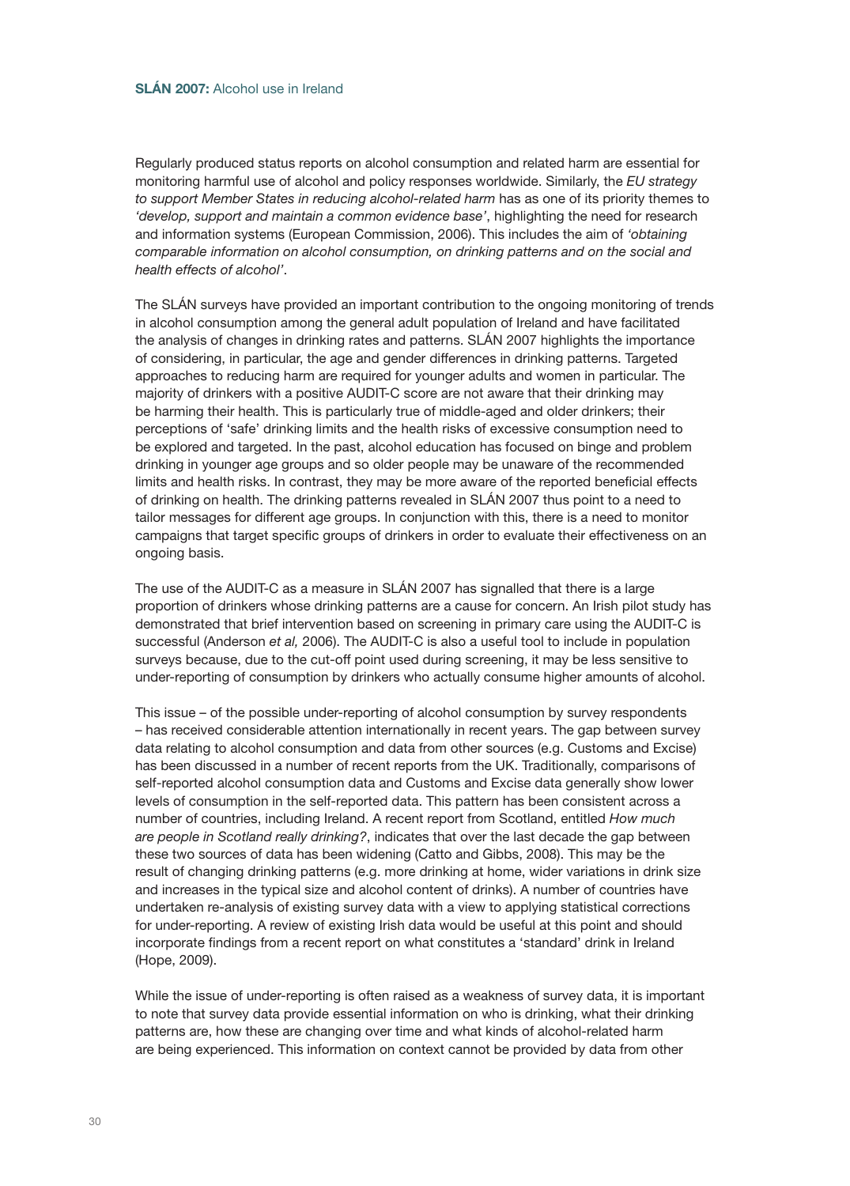Regularly produced status reports on alcohol consumption and related harm are essential for monitoring harmful use of alcohol and policy responses worldwide. Similarly, the *EU strategy to support Member States in reducing alcohol-related harm* has as one of its priority themes to *'develop, support and maintain a common evidence base'*, highlighting the need for research and information systems (European Commission, 2006). This includes the aim of *'obtaining comparable information on alcohol consumption, on drinking patterns and on the social and health effects of alcohol'*.

The SLÁN surveys have provided an important contribution to the ongoing monitoring of trends in alcohol consumption among the general adult population of Ireland and have facilitated the analysis of changes in drinking rates and patterns. SLÁN 2007 highlights the importance of considering, in particular, the age and gender differences in drinking patterns. Targeted approaches to reducing harm are required for younger adults and women in particular. The majority of drinkers with a positive AUDIT-C score are not aware that their drinking may be harming their health. This is particularly true of middle-aged and older drinkers; their perceptions of 'safe' drinking limits and the health risks of excessive consumption need to be explored and targeted. In the past, alcohol education has focused on binge and problem drinking in younger age groups and so older people may be unaware of the recommended limits and health risks. In contrast, they may be more aware of the reported beneficial effects of drinking on health. The drinking patterns revealed in SLÁN 2007 thus point to a need to tailor messages for different age groups. In conjunction with this, there is a need to monitor campaigns that target specific groups of drinkers in order to evaluate their effectiveness on an ongoing basis.

The use of the AUDIT-C as a measure in SLÁN 2007 has signalled that there is a large proportion of drinkers whose drinking patterns are a cause for concern. An Irish pilot study has demonstrated that brief intervention based on screening in primary care using the AUDIT-C is successful (Anderson *et al,* 2006). The AUDIT-C is also a useful tool to include in population surveys because, due to the cut-off point used during screening, it may be less sensitive to under-reporting of consumption by drinkers who actually consume higher amounts of alcohol.

This issue – of the possible under-reporting of alcohol consumption by survey respondents – has received considerable attention internationally in recent years. The gap between survey data relating to alcohol consumption and data from other sources (e.g. Customs and Excise) has been discussed in a number of recent reports from the UK. Traditionally, comparisons of self-reported alcohol consumption data and Customs and Excise data generally show lower levels of consumption in the self-reported data. This pattern has been consistent across a number of countries, including Ireland. A recent report from Scotland, entitled *How much are people in Scotland really drinking?*, indicates that over the last decade the gap between these two sources of data has been widening (Catto and Gibbs, 2008). This may be the result of changing drinking patterns (e.g. more drinking at home, wider variations in drink size and increases in the typical size and alcohol content of drinks). A number of countries have undertaken re-analysis of existing survey data with a view to applying statistical corrections for under-reporting. A review of existing Irish data would be useful at this point and should incorporate findings from a recent report on what constitutes a 'standard' drink in Ireland (Hope, 2009).

While the issue of under-reporting is often raised as a weakness of survey data, it is important to note that survey data provide essential information on who is drinking, what their drinking patterns are, how these are changing over time and what kinds of alcohol-related harm are being experienced. This information on context cannot be provided by data from other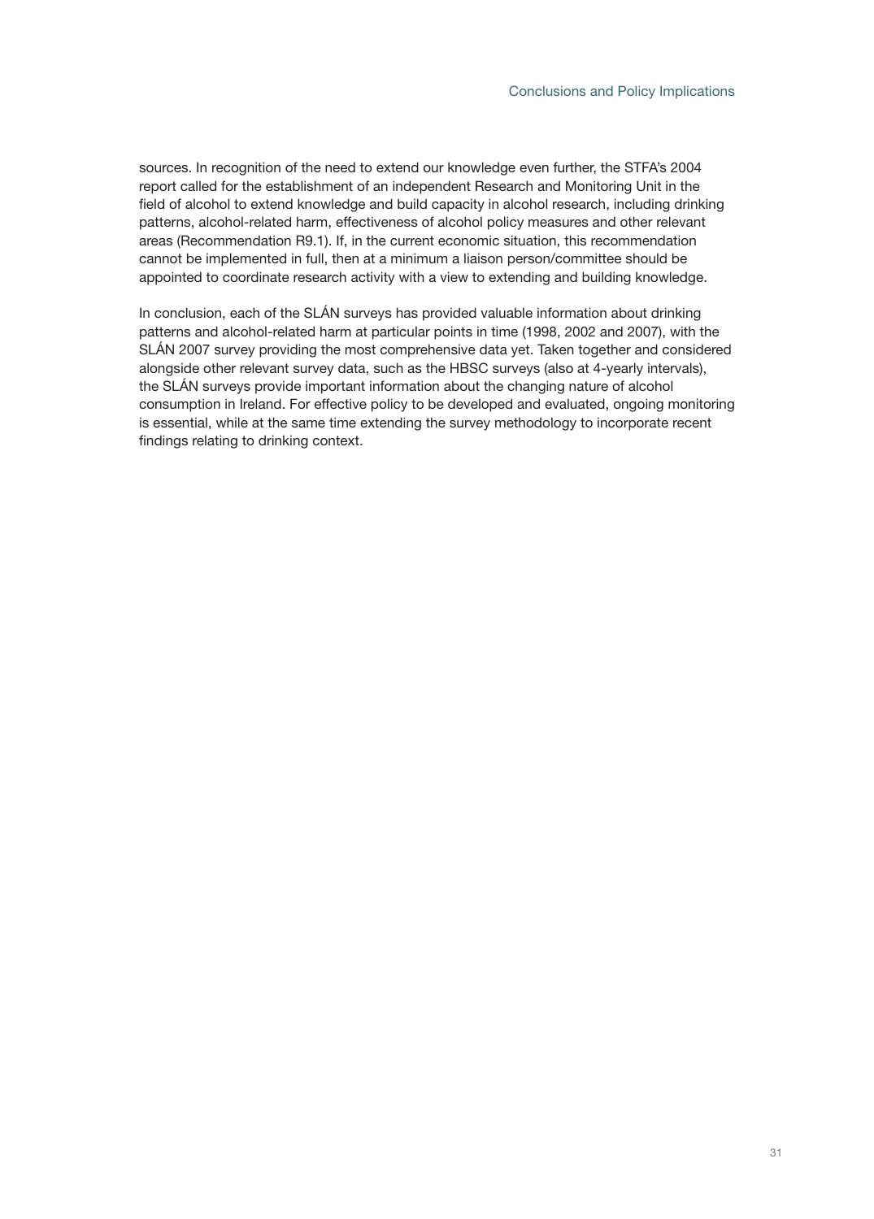sources. In recognition of the need to extend our knowledge even further, the STFA's 2004 report called for the establishment of an independent Research and Monitoring Unit in the field of alcohol to extend knowledge and build capacity in alcohol research, including drinking patterns, alcohol-related harm, effectiveness of alcohol policy measures and other relevant areas (Recommendation R9.1). If, in the current economic situation, this recommendation cannot be implemented in full, then at a minimum a liaison person/committee should be appointed to coordinate research activity with a view to extending and building knowledge.

In conclusion, each of the SLÁN surveys has provided valuable information about drinking patterns and alcohol-related harm at particular points in time (1998, 2002 and 2007), with the SLÁN 2007 survey providing the most comprehensive data yet. Taken together and considered alongside other relevant survey data, such as the HBSC surveys (also at 4-yearly intervals), the SLÁN surveys provide important information about the changing nature of alcohol consumption in Ireland. For effective policy to be developed and evaluated, ongoing monitoring is essential, while at the same time extending the survey methodology to incorporate recent findings relating to drinking context.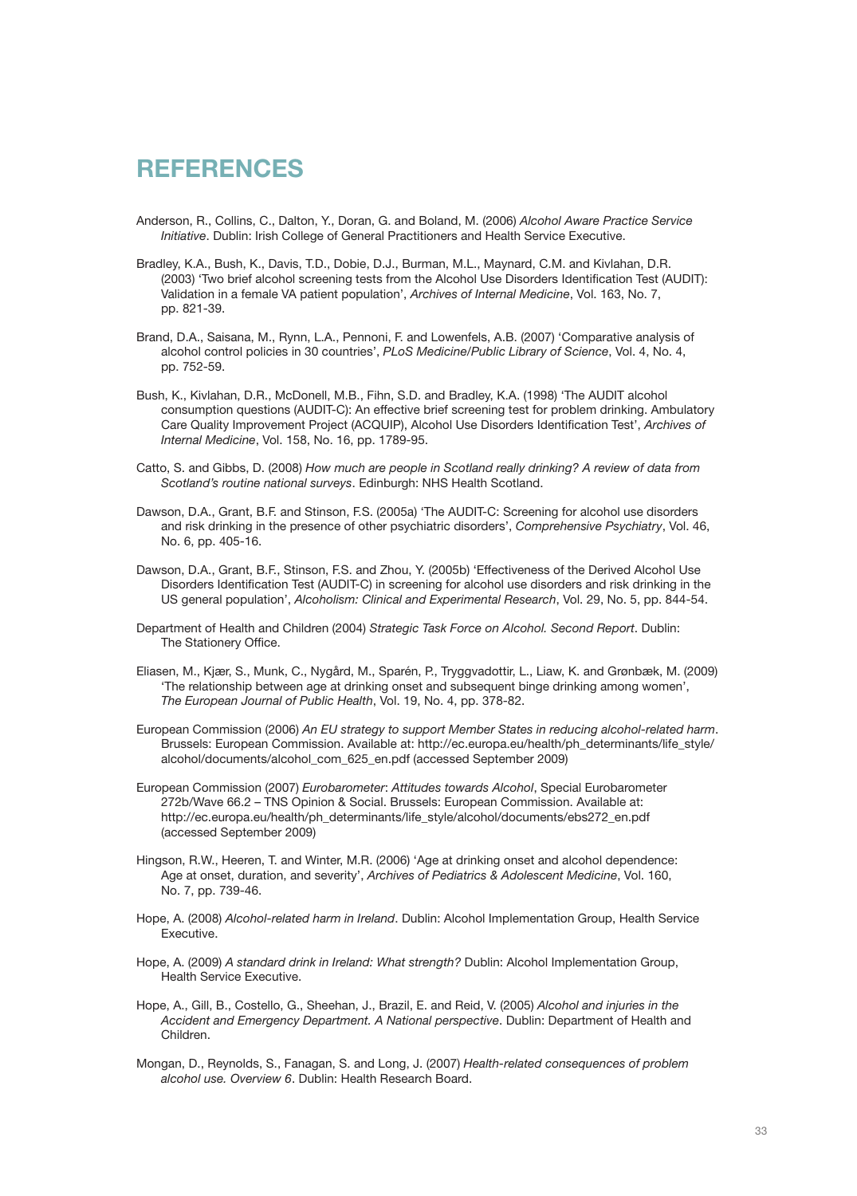# REFERENCES

Anderson, R., Collins, C., Dalton, Y., Doran, G. and Boland, M. (2006) *Alcohol Aware Practice Service Initiative*. Dublin: Irish College of General Practitioners and Health Service Executive.

Bradley, K.A., Bush, K., Davis, T.D., Dobie, D.J., Burman, M.L., Maynard, C.M. and Kivlahan, D.R. (2003) 'Two brief alcohol screening tests from the Alcohol Use Disorders Identification Test (AUDIT): Validation in a female VA patient population', *Archives of Internal Medicine*, Vol. 163, No. 7, pp. 821-39.

Brand, D.A., Saisana, M., Rynn, L.A., Pennoni, F. and Lowenfels, A.B. (2007) 'Comparative analysis of alcohol control policies in 30 countries', *PLoS Medicine/Public Library of Science*, Vol. 4, No. 4, pp. 752-59.

Bush, K., Kivlahan, D.R., McDonell, M.B., Fihn, S.D. and Bradley, K.A. (1998) 'The AUDIT alcohol consumption questions (AUDIT-C): An effective brief screening test for problem drinking. Ambulatory Care Quality Improvement Project (ACQUIP), Alcohol Use Disorders Identification Test', *Archives of Internal Medicine*, Vol. 158, No. 16, pp. 1789-95.

Catto, S. and Gibbs, D. (2008) *How much are people in Scotland really drinking? A review of data from Scotland's routine national surveys*. Edinburgh: NHS Health Scotland.

Dawson, D.A., Grant, B.F. and Stinson, F.S. (2005a) 'The AUDIT-C: Screening for alcohol use disorders and risk drinking in the presence of other psychiatric disorders', *Comprehensive Psychiatry*, Vol. 46, No. 6, pp. 405-16.

Dawson, D.A., Grant, B.F., Stinson, F.S. and Zhou, Y. (2005b) 'Effectiveness of the Derived Alcohol Use Disorders Identification Test (AUDIT-C) in screening for alcohol use disorders and risk drinking in the US general population', *Alcoholism: Clinical and Experimental Research*, Vol. 29, No. 5, pp. 844-54.

Department of Health and Children (2004) *Strategic Task Force on Alcohol. Second Report*. Dublin: The Stationery Office.

Eliasen, M., Kjær, S., Munk, C., Nygård, M., Sparén, P., Tryggvadottir, L., Liaw, K. and Grønbæk, M. (2009) 'The relationship between age at drinking onset and subsequent binge drinking among women', *The European Journal of Public Health*, Vol. 19, No. 4, pp. 378-82.

European Commission (2006) *An EU strategy to support Member States in reducing alcohol-related harm*. Brussels: European Commission. Available at: http://ec.europa.eu/health/ph_determinants/life_style/alcohol/documents/alcohol_com_625_en.pdf (accessed September 2009)

European Commission (2007) *Eurobarometer*: *Attitudes towards Alcohol*, Special Eurobarometer 272b/Wave 66.2 – TNS Opinion & Social. Brussels: European Commission. Available at: http://ec.europa.eu/health/ph_determinants/life_style/alcohol/documents/ebs272_en.pdf (accessed September 2009)

Hingson, R.W., Heeren, T. and Winter, M.R. (2006) 'Age at drinking onset and alcohol dependence: Age at onset, duration, and severity', *Archives of Pediatrics & Adolescent Medicine*, Vol. 160, No. 7, pp. 739-46.

Hope, A. (2008) *Alcohol-related harm in Ireland*. Dublin: Alcohol Implementation Group, Health Service Executive.

Hope, A. (2009) *A standard drink in Ireland: What strength?* Dublin: Alcohol Implementation Group, Health Service Executive.

Hope, A., Gill, B., Costello, G., Sheehan, J., Brazil, E. and Reid, V. (2005) *Alcohol and injuries in the Accident and Emergency Department. A National perspective*. Dublin: Department of Health and Children.

Mongan, D., Reynolds, S., Fanagan, S. and Long, J. (2007) *Health-related consequences of problem alcohol use. Overview 6*. Dublin: Health Research Board.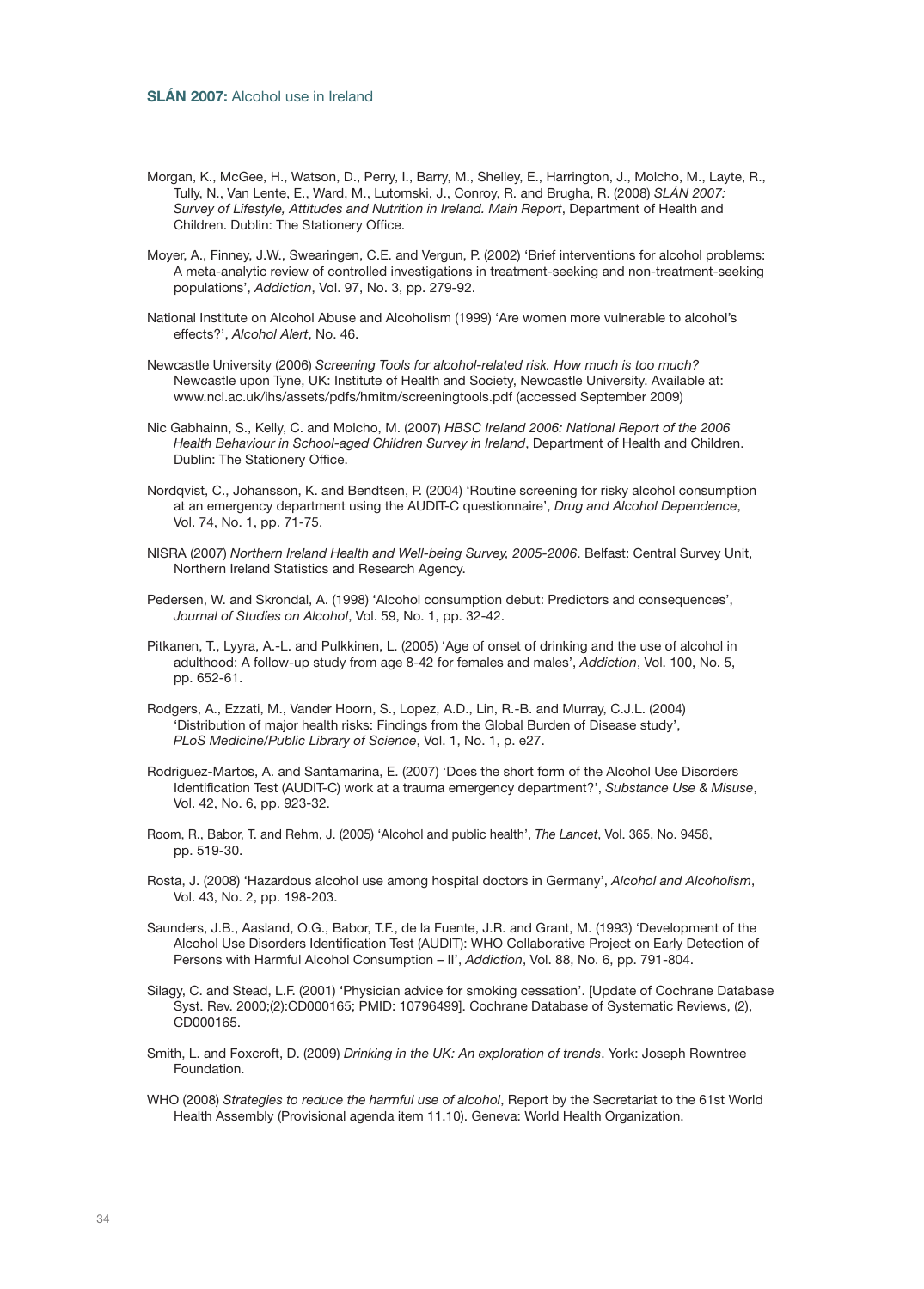Morgan, K., McGee, H., Watson, D., Perry, I., Barry, M., Shelley, E., Harrington, J., Molcho, M., Layte, R., Tully, N., Van Lente, E., Ward, M., Lutomski, J., Conroy, R. and Brugha, R. (2008) *SLÁN 2007: Survey of Lifestyle, Attitudes and Nutrition in Ireland. Main Report*, Department of Health and Children. Dublin: The Stationery Office.

Moyer, A., Finney, J.W., Swearingen, C.E. and Vergun, P. (2002) 'Brief interventions for alcohol problems: A meta-analytic review of controlled investigations in treatment-seeking and non-treatment-seeking populations', *Addiction*, Vol. 97, No. 3, pp. 279-92.

National Institute on Alcohol Abuse and Alcoholism (1999) 'Are women more vulnerable to alcohol's effects?', *Alcohol Alert*, No. 46.

Newcastle University (2006) *Screening Tools for alcohol-related risk. How much is too much?* Newcastle upon Tyne, UK: Institute of Health and Society, Newcastle University. Available at: www.ncl.ac.uk/ihs/assets/pdfs/hmitm/screeningtools.pdf (accessed September 2009)

Nic Gabhainn, S., Kelly, C. and Molcho, M. (2007) *HBSC Ireland 2006: National Report of the 2006 Health Behaviour in School-aged Children Survey in Ireland*, Department of Health and Children. Dublin: The Stationery Office.

Nordqvist, C., Johansson, K. and Bendtsen, P. (2004) 'Routine screening for risky alcohol consumption at an emergency department using the AUDIT-C questionnaire', *Drug and Alcohol Dependence*, Vol. 74, No. 1, pp. 71-75.

NISRA (2007) *Northern Ireland Health and Well-being Survey, 2005-2006*. Belfast: Central Survey Unit, Northern Ireland Statistics and Research Agency.

Pedersen, W. and Skrondal, A. (1998) 'Alcohol consumption debut: Predictors and consequences', *Journal of Studies on Alcohol*, Vol. 59, No. 1, pp. 32-42.

Pitkanen, T., Lyyra, A.-L. and Pulkkinen, L. (2005) 'Age of onset of drinking and the use of alcohol in adulthood: A follow-up study from age 8-42 for females and males', *Addiction*, Vol. 100, No. 5, pp. 652-61.

Rodgers, A., Ezzati, M., Vander Hoorn, S., Lopez, A.D., Lin, R.-B. and Murray, C.J.L. (2004) 'Distribution of major health risks: Findings from the Global Burden of Disease study', *PLoS Medicine/Public Library of Science*, Vol. 1, No. 1, p. e27.

Rodriguez-Martos, A. and Santamarina, E. (2007) 'Does the short form of the Alcohol Use Disorders Identification Test (AUDIT-C) work at a trauma emergency department?', *Substance Use & Misuse*, Vol. 42, No. 6, pp. 923-32.

Room, R., Babor, T. and Rehm, J. (2005) 'Alcohol and public health', *The Lancet*, Vol. 365, No. 9458, pp. 519-30.

Rosta, J. (2008) 'Hazardous alcohol use among hospital doctors in Germany', *Alcohol and Alcoholism*, Vol. 43, No. 2, pp. 198-203.

Saunders, J.B., Aasland, O.G., Babor, T.F., de la Fuente, J.R. and Grant, M. (1993) 'Development of the Alcohol Use Disorders Identification Test (AUDIT): WHO Collaborative Project on Early Detection of Persons with Harmful Alcohol Consumption – II', *Addiction*, Vol. 88, No. 6, pp. 791-804.

Silagy, C. and Stead, L.F. (2001) 'Physician advice for smoking cessation'. [Update of Cochrane Database Syst. Rev. 2000;(2):CD000165; PMID: 10796499]. Cochrane Database of Systematic Reviews, (2), CD000165.

Smith, L. and Foxcroft, D. (2009) *Drinking in the UK: An exploration of trends*. York: Joseph Rowntree Foundation.

WHO (2008) *Strategies to reduce the harmful use of alcohol*, Report by the Secretariat to the 61st World Health Assembly (Provisional agenda item 11.10). Geneva: World Health Organization.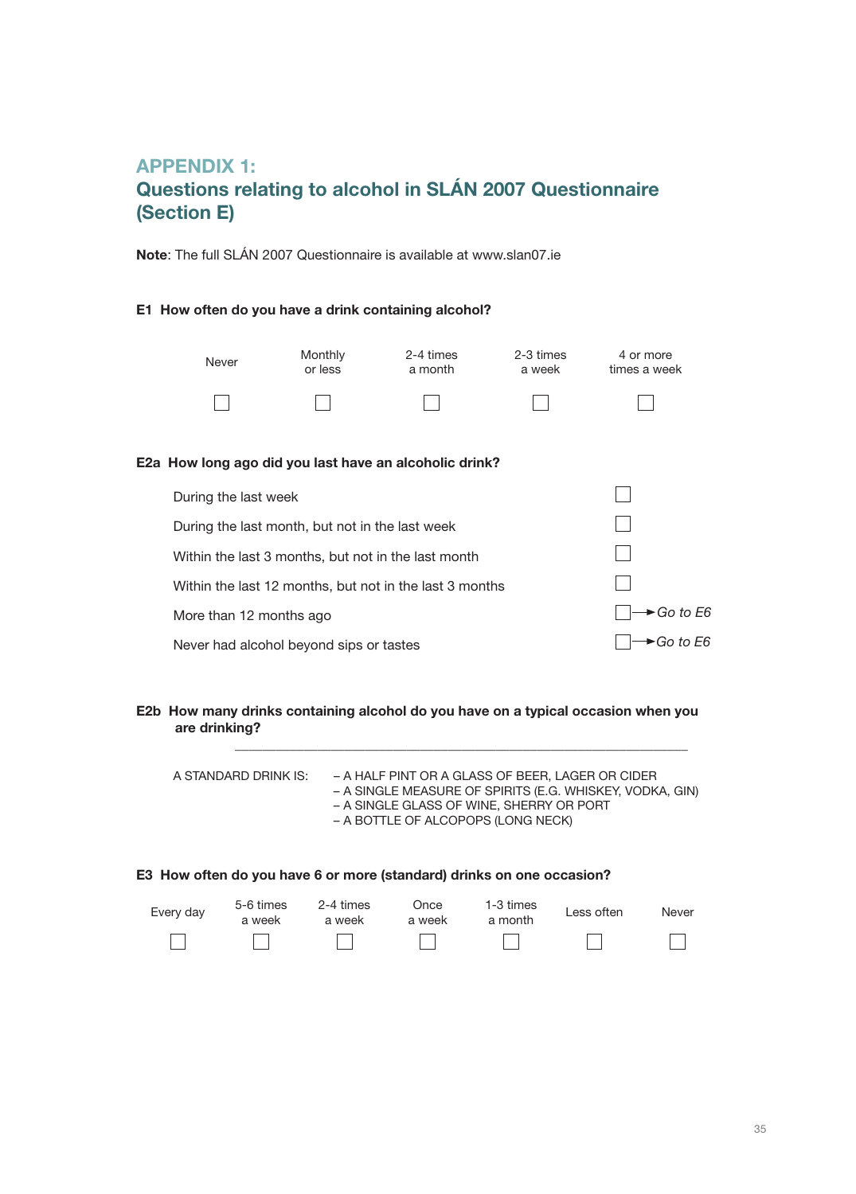# APPENDIX 1:
## Questions relating to alcohol in SLÁN 2007 Questionnaire (Section E)

**Note**: The full SLÁN 2007 Questionnaire is available at www.slan07.ie

**E1 How often do you have a drink containing alcohol?**

| Never | Monthly or less | 2-4 times a month | 2-3 times a week | 4 or more times a week |
|---|---|---|---|---|
| ☐ | ☐ | ☐ | ☐ | ☐ |

**E2a How long ago did you last have an alcoholic drink?**

| | |
|---|---|
| During the last week | ☐ |
| During the last month, but not in the last week | ☐ |
| Within the last 3 months, but not in the last month | ☐ |
| Within the last 12 months, but not in the last 3 months | ☐ |
| More than 12 months ago | ☐ → *Go to E6* |
| Never had alcohol beyond sips or tastes | ☐ → *Go to E6* |

**E2b How many drinks containing alcohol do you have on a typical occasion when you are drinking?**

\_\_\_\_\_\_\_\_\_\_\_\_\_\_\_\_\_\_\_\_\_\_\_\_\_\_\_\_\_\_\_\_\_\_\_\_\_\_\_\_\_\_\_\_

A STANDARD DRINK IS:
- A HALF PINT OR A GLASS OF BEER, LAGER OR CIDER
- A SINGLE MEASURE OF SPIRITS (E.G. WHISKEY, VODKA, GIN)
- A SINGLE GLASS OF WINE, SHERRY OR PORT
- A BOTTLE OF ALCOPOPS (LONG NECK)

**E3 How often do you have 6 or more (standard) drinks on one occasion?**

| Every day | 5-6 times a week | 2-4 times a week | Once a week | 1-3 times a month | Less often | Never |
|---|---|---|---|---|---|---|
| ☐ | ☐ | ☐ | ☐ | ☐ | ☐ | ☐ |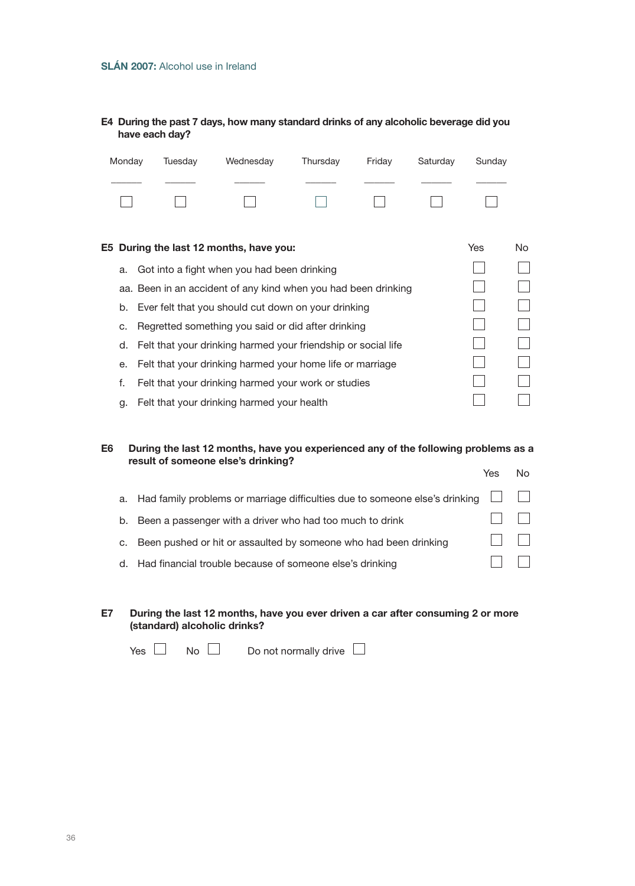**E4 During the past 7 days, how many standard drinks of any alcoholic beverage did you have each day?**

| Monday | Tuesday | Wednesday | Thursday | Friday | Saturday | Sunday |
|---|---|---|---|---|---|---|
| ______ | ______ | ______ | ______ | ______ | ______ | ______ |
| ☐ | ☐ | ☐ | ☐ | ☐ | ☐ | ☐ |

| **E5 During the last 12 months, have you:** | Yes | No |
|---|---|---|
| a. Got into a fight when you had been drinking | ☐ | ☐ |
| aa. Been in an accident of any kind when you had been drinking | ☐ | ☐ |
| b. Ever felt that you should cut down on your drinking | ☐ | ☐ |
| c. Regretted something you said or did after drinking | ☐ | ☐ |
| d. Felt that your drinking harmed your friendship or social life | ☐ | ☐ |
| e. Felt that your drinking harmed your home life or marriage | ☐ | ☐ |
| f. Felt that your drinking harmed your work or studies | ☐ | ☐ |
| g. Felt that your drinking harmed your health | ☐ | ☐ |

**E6 During the last 12 months, have you experienced any of the following problems as a result of someone else's drinking?**

| | Yes | No |
|---|---|---|
| a. Had family problems or marriage difficulties due to someone else's drinking | ☐ | ☐ |
| b. Been a passenger with a driver who had too much to drink | ☐ | ☐ |
| c. Been pushed or hit or assaulted by someone who had been drinking | ☐ | ☐ |
| d. Had financial trouble because of someone else's drinking | ☐ | ☐ |

**E7 During the last 12 months, have you ever driven a car after consuming 2 or more (standard) alcoholic drinks?**

Yes ☐ No ☐ Do not normally drive ☐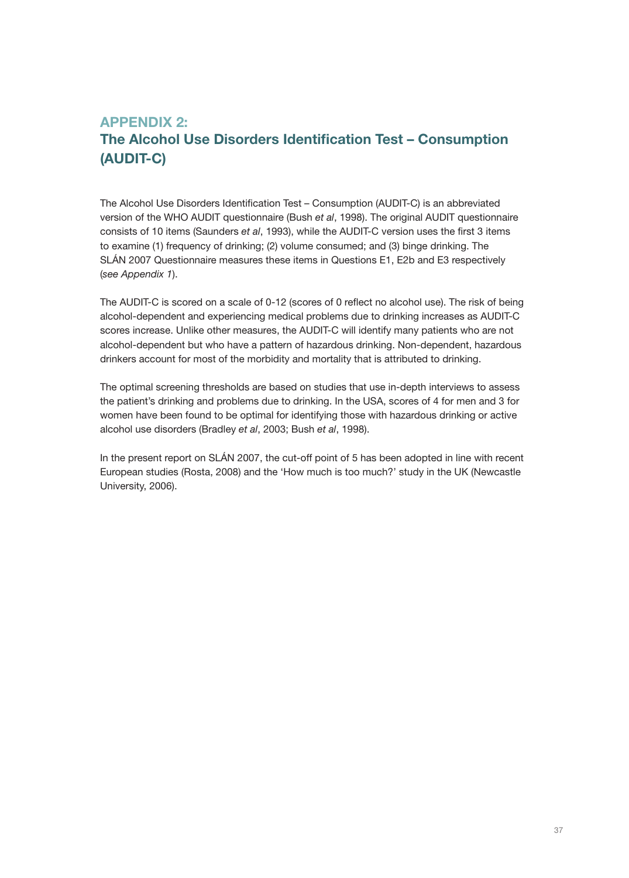## APPENDIX 2:
## The Alcohol Use Disorders Identification Test – Consumption (AUDIT-C)

The Alcohol Use Disorders Identification Test – Consumption (AUDIT-C) is an abbreviated version of the WHO AUDIT questionnaire (Bush *et al*, 1998). The original AUDIT questionnaire consists of 10 items (Saunders *et al*, 1993), while the AUDIT-C version uses the first 3 items to examine (1) frequency of drinking; (2) volume consumed; and (3) binge drinking. The SLÁN 2007 Questionnaire measures these items in Questions E1, E2b and E3 respectively (*see Appendix 1*).

The AUDIT-C is scored on a scale of 0-12 (scores of 0 reflect no alcohol use). The risk of being alcohol-dependent and experiencing medical problems due to drinking increases as AUDIT-C scores increase. Unlike other measures, the AUDIT-C will identify many patients who are not alcohol-dependent but who have a pattern of hazardous drinking. Non-dependent, hazardous drinkers account for most of the morbidity and mortality that is attributed to drinking.

The optimal screening thresholds are based on studies that use in-depth interviews to assess the patient's drinking and problems due to drinking. In the USA, scores of 4 for men and 3 for women have been found to be optimal for identifying those with hazardous drinking or active alcohol use disorders (Bradley *et al*, 2003; Bush *et al*, 1998).

In the present report on SLÁN 2007, the cut-off point of 5 has been adopted in line with recent European studies (Rosta, 2008) and the 'How much is too much?' study in the UK (Newcastle University, 2006).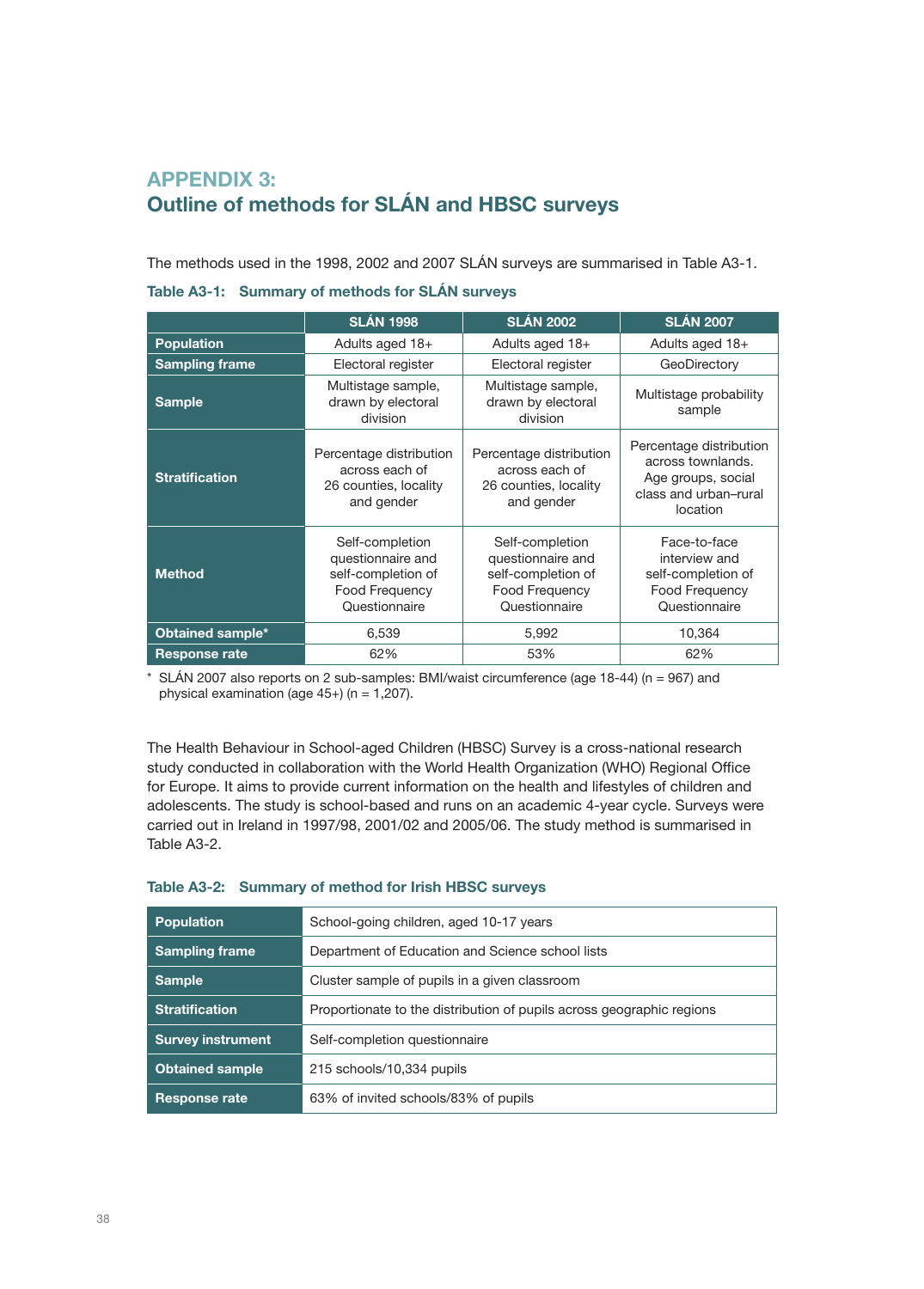# APPENDIX 3:
# Outline of methods for SLÁN and HBSC surveys

The methods used in the 1998, 2002 and 2007 SLÁN surveys are summarised in Table A3-1.

**Table A3-1: Summary of methods for SLÁN surveys**

| | SLÁN 1998 | SLÁN 2002 | SLÁN 2007 |
|---|---|---|---|
| **Population** | Adults aged 18+ | Adults aged 18+ | Adults aged 18+ |
| **Sampling frame** | Electoral register | Electoral register | GeoDirectory |
| **Sample** | Multistage sample, drawn by electoral division | Multistage sample, drawn by electoral division | Multistage probability sample |
| **Stratification** | Percentage distribution across each of 26 counties, locality and gender | Percentage distribution across each of 26 counties, locality and gender | Percentage distribution across townlands. Age groups, social class and urban–rural location |
| **Method** | Self-completion questionnaire and self-completion of Food Frequency Questionnaire | Self-completion questionnaire and self-completion of Food Frequency Questionnaire | Face-to-face interview and self-completion of Food Frequency Questionnaire |
| **Obtained sample*** | 6,539 | 5,992 | 10,364 |
| **Response rate** | 62% | 53% | 62% |

\* SLÁN 2007 also reports on 2 sub-samples: BMI/waist circumference (age 18-44) (n = 967) and physical examination (age 45+) (n = 1,207).

The Health Behaviour in School-aged Children (HBSC) Survey is a cross-national research study conducted in collaboration with the World Health Organization (WHO) Regional Office for Europe. It aims to provide current information on the health and lifestyles of children and adolescents. The study is school-based and runs on an academic 4-year cycle. Surveys were carried out in Ireland in 1997/98, 2001/02 and 2005/06. The study method is summarised in Table A3-2.

**Table A3-2: Summary of method for Irish HBSC surveys**

| | |
|---|---|
| **Population** | School-going children, aged 10-17 years |
| **Sampling frame** | Department of Education and Science school lists |
| **Sample** | Cluster sample of pupils in a given classroom |
| **Stratification** | Proportionate to the distribution of pupils across geographic regions |
| **Survey instrument** | Self-completion questionnaire |
| **Obtained sample** | 215 schools/10,334 pupils |
| **Response rate** | 63% of invited schools/83% of pupils |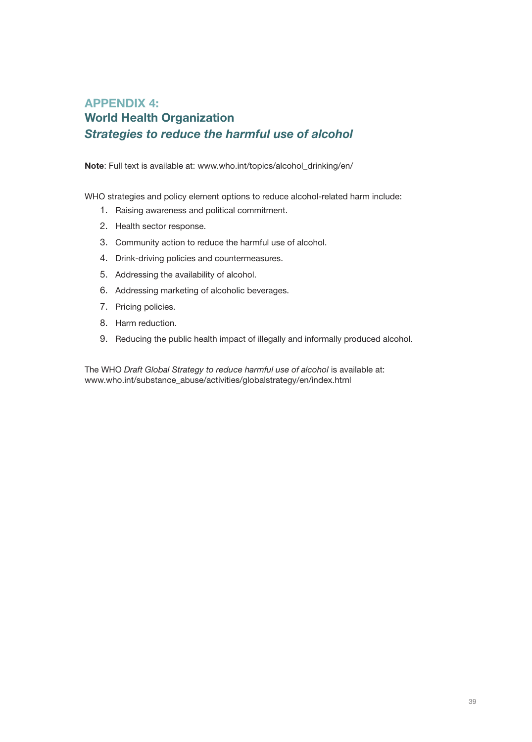## APPENDIX 4:
## World Health Organization
### *Strategies to reduce the harmful use of alcohol*

**Note**: Full text is available at: www.who.int/topics/alcohol_drinking/en/

WHO strategies and policy element options to reduce alcohol-related harm include:

1. Raising awareness and political commitment.
2. Health sector response.
3. Community action to reduce the harmful use of alcohol.
4. Drink-driving policies and countermeasures.
5. Addressing the availability of alcohol.
6. Addressing marketing of alcoholic beverages.
7. Pricing policies.
8. Harm reduction.
9. Reducing the public health impact of illegally and informally produced alcohol.

The WHO *Draft Global Strategy to reduce harmful use of alcohol* is available at:
www.who.int/substance_abuse/activities/globalstrategy/en/index.html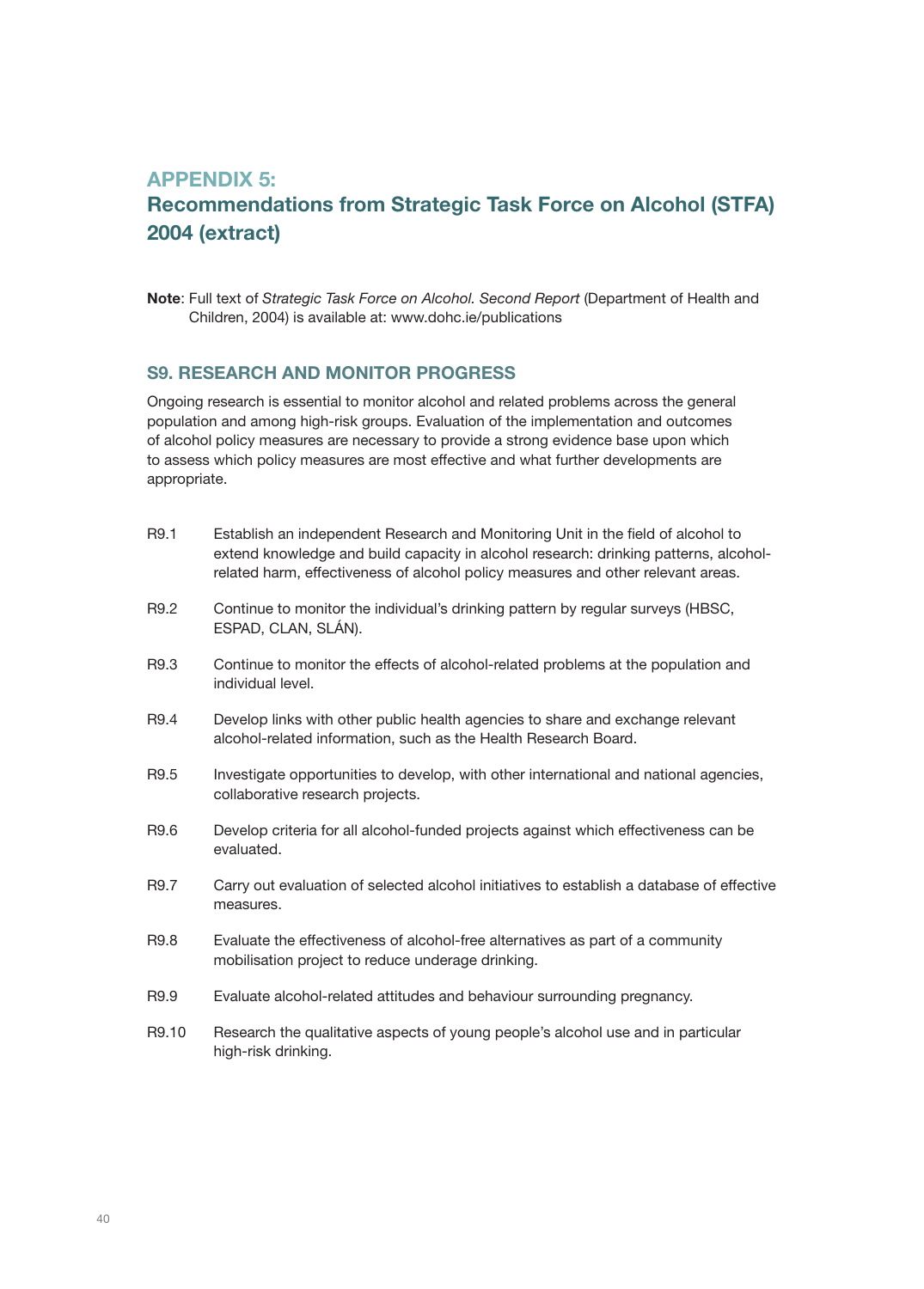## APPENDIX 5:
## Recommendations from Strategic Task Force on Alcohol (STFA) 2004 (extract)

**Note**: Full text of *Strategic Task Force on Alcohol. Second Report* (Department of Health and Children, 2004) is available at: www.dohc.ie/publications

### S9. RESEARCH AND MONITOR PROGRESS

Ongoing research is essential to monitor alcohol and related problems across the general population and among high-risk groups. Evaluation of the implementation and outcomes of alcohol policy measures are necessary to provide a strong evidence base upon which to assess which policy measures are most effective and what further developments are appropriate.

R9.1 Establish an independent Research and Monitoring Unit in the field of alcohol to extend knowledge and build capacity in alcohol research: drinking patterns, alcohol-related harm, effectiveness of alcohol policy measures and other relevant areas.

R9.2 Continue to monitor the individual's drinking pattern by regular surveys (HBSC, ESPAD, CLAN, SLÁN).

R9.3 Continue to monitor the effects of alcohol-related problems at the population and individual level.

R9.4 Develop links with other public health agencies to share and exchange relevant alcohol-related information, such as the Health Research Board.

R9.5 Investigate opportunities to develop, with other international and national agencies, collaborative research projects.

R9.6 Develop criteria for all alcohol-funded projects against which effectiveness can be evaluated.

R9.7 Carry out evaluation of selected alcohol initiatives to establish a database of effective measures.

R9.8 Evaluate the effectiveness of alcohol-free alternatives as part of a community mobilisation project to reduce underage drinking.

R9.9 Evaluate alcohol-related attitudes and behaviour surrounding pregnancy.

R9.10 Research the qualitative aspects of young people's alcohol use and in particular high-risk drinking.